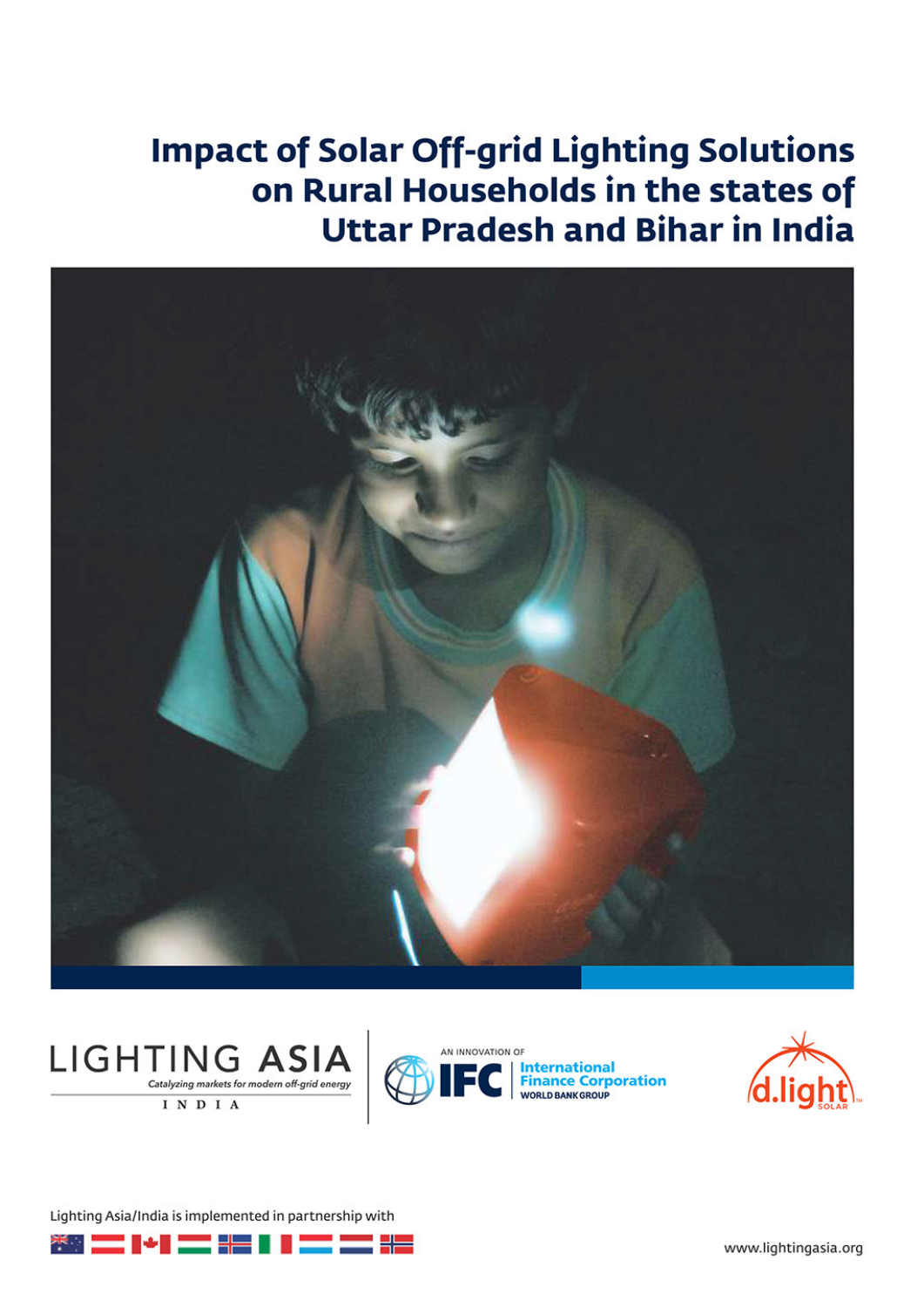# Impact of Solar Off-grid Lighting Solutions on Rural Households in the states of Uttar Pradesh and Bihar in India

LIGHTING ASIA

*Catalyzing markets for modern off-grid energy*

INDIA

AN INNOVATION OF IFC International Finance Corporation WORLD BANK GROUP

d.light SOLAR

Lighting Asia/India is implemented in partnership with

www.lightingasia.org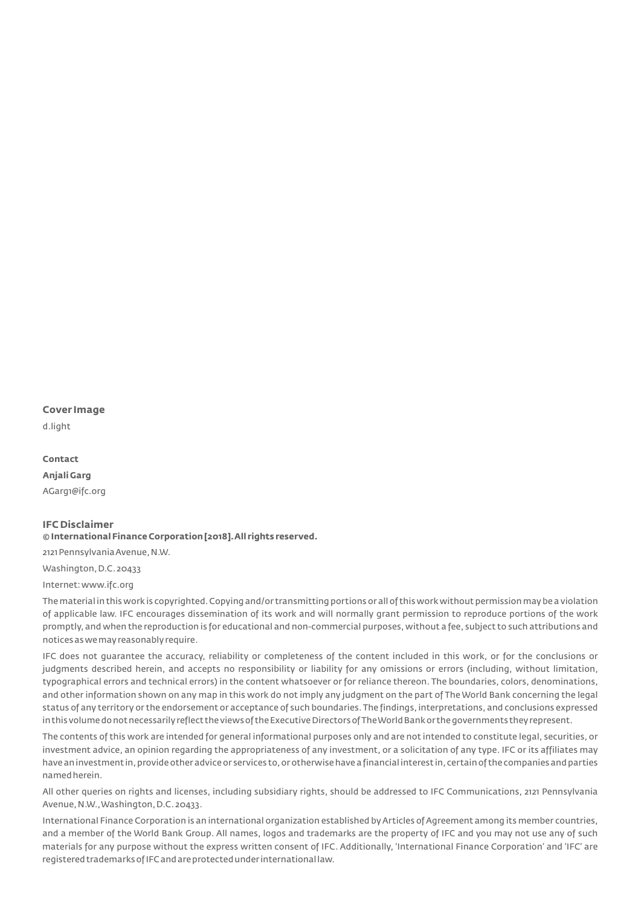**Cover Image**

d.light

**Contact**

**Anjali Garg**

AGarg1@ifc.org

**IFC Disclaimer**

**© International Finance Corporation [2018]. All rights reserved.**

2121 Pennsylvania Avenue, N.W.

Washington, D.C. 20433

Internet: www.ifc.org

The material in this work is copyrighted. Copying and/or transmitting portions or all of this work without permission may be a violation of applicable law. IFC encourages dissemination of its work and will normally grant permission to reproduce portions of the work promptly, and when the reproduction is for educational and non-commercial purposes, without a fee, subject to such attributions and notices as we may reasonably require.

IFC does not guarantee the accuracy, reliability or completeness of the content included in this work, or for the conclusions or judgments described herein, and accepts no responsibility or liability for any omissions or errors (including, without limitation, typographical errors and technical errors) in the content whatsoever or for reliance thereon. The boundaries, colors, denominations, and other information shown on any map in this work do not imply any judgment on the part of The World Bank concerning the legal status of any territory or the endorsement or acceptance of such boundaries. The findings, interpretations, and conclusions expressed in this volume do not necessarily reflect the views of the Executive Directors of The World Bank or the governments they represent.

The contents of this work are intended for general informational purposes only and are not intended to constitute legal, securities, or investment advice, an opinion regarding the appropriateness of any investment, or a solicitation of any type. IFC or its affiliates may have an investment in, provide other advice or services to, or otherwise have a financial interest in, certain of the companies and parties named herein.

All other queries on rights and licenses, including subsidiary rights, should be addressed to IFC Communications, 2121 Pennsylvania Avenue, N.W., Washington, D.C. 20433.

International Finance Corporation is an international organization established by Articles of Agreement among its member countries, and a member of the World Bank Group. All names, logos and trademarks are the property of IFC and you may not use any of such materials for any purpose without the express written consent of IFC. Additionally, 'International Finance Corporation' and 'IFC' are registered trademarks of IFC and are protected under international law.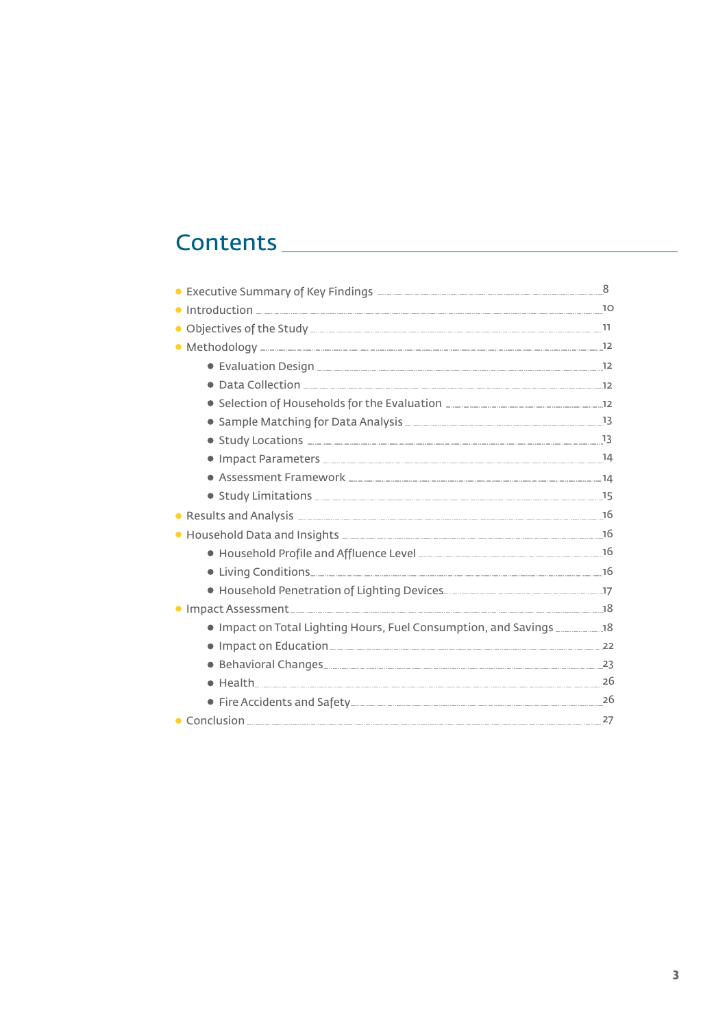# Contents

- Executive Summary of Key Findings ........ 8
- Introduction ........ 10
- Objectives of the Study ........ 11
- Methodology ........ 12
    - Evaluation Design ........ 12
    - Data Collection ........ 12
    - Selection of Households for the Evaluation ........ 12
    - Sample Matching for Data Analysis ........ 13
    - Study Locations ........ 13
    - Impact Parameters ........ 14
    - Assessment Framework ........ 14
    - Study Limitations ........ 15
- Results and Analysis ........ 16
- Household Data and Insights ........ 16
    - Household Profile and Affluence Level ........ 16
    - Living Conditions ........ 16
    - Household Penetration of Lighting Devices ........ 17
- Impact Assessment ........ 18
    - Impact on Total Lighting Hours, Fuel Consumption, and Savings ........ 18
    - Impact on Education ........ 22
    - Behavioral Changes ........ 23
    - Health ........ 26
    - Fire Accidents and Safety ........ 26
- Conclusion ........ 27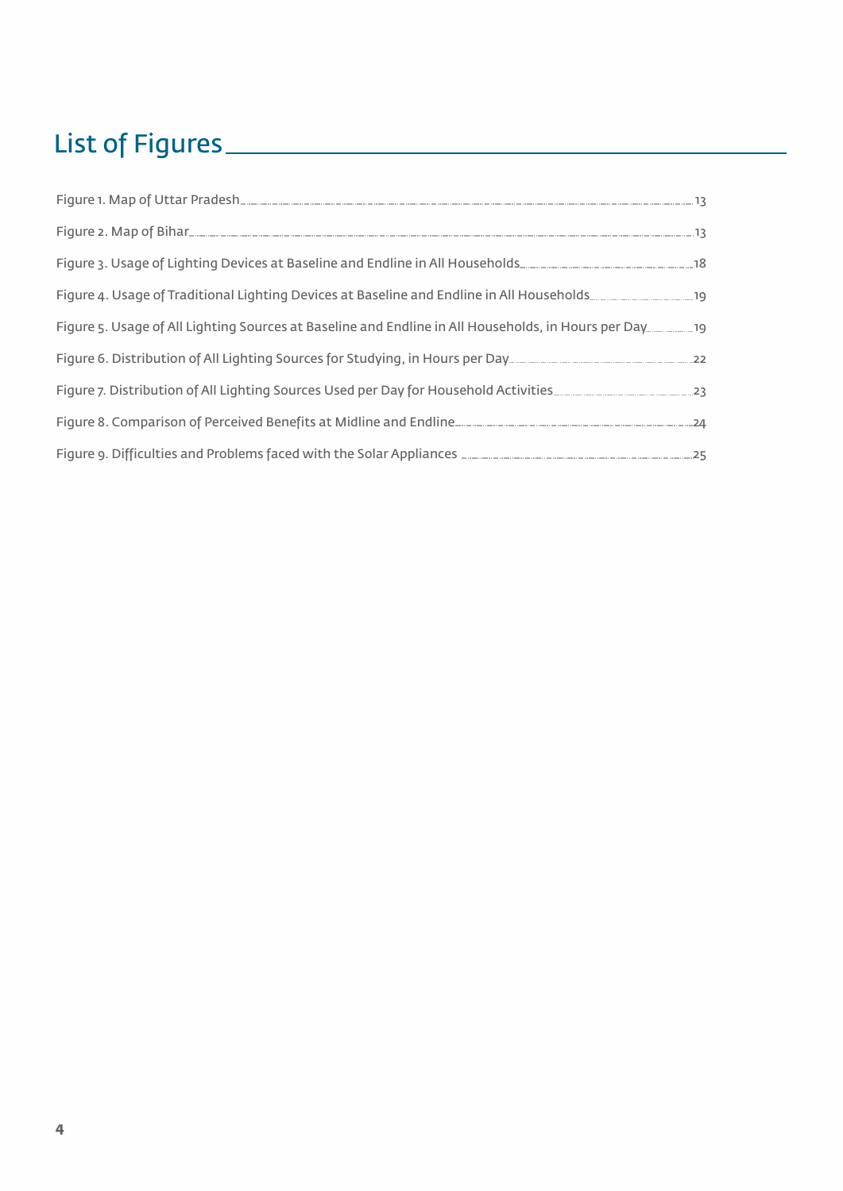# List of Figures

Figure 1. Map of Uttar Pradesh ..... 13

Figure 2. Map of Bihar ..... 13

Figure 3. Usage of Lighting Devices at Baseline and Endline in All Households ..... 18

Figure 4. Usage of Traditional Lighting Devices at Baseline and Endline in All Households ..... 19

Figure 5. Usage of All Lighting Sources at Baseline and Endline in All Households, in Hours per Day ..... 19

Figure 6. Distribution of All Lighting Sources for Studying, in Hours per Day ..... 22

Figure 7. Distribution of All Lighting Sources Used per Day for Household Activities ..... 23

Figure 8. Comparison of Perceived Benefits at Midline and Endline ..... 24

Figure 9. Difficulties and Problems faced with the Solar Appliances ..... 25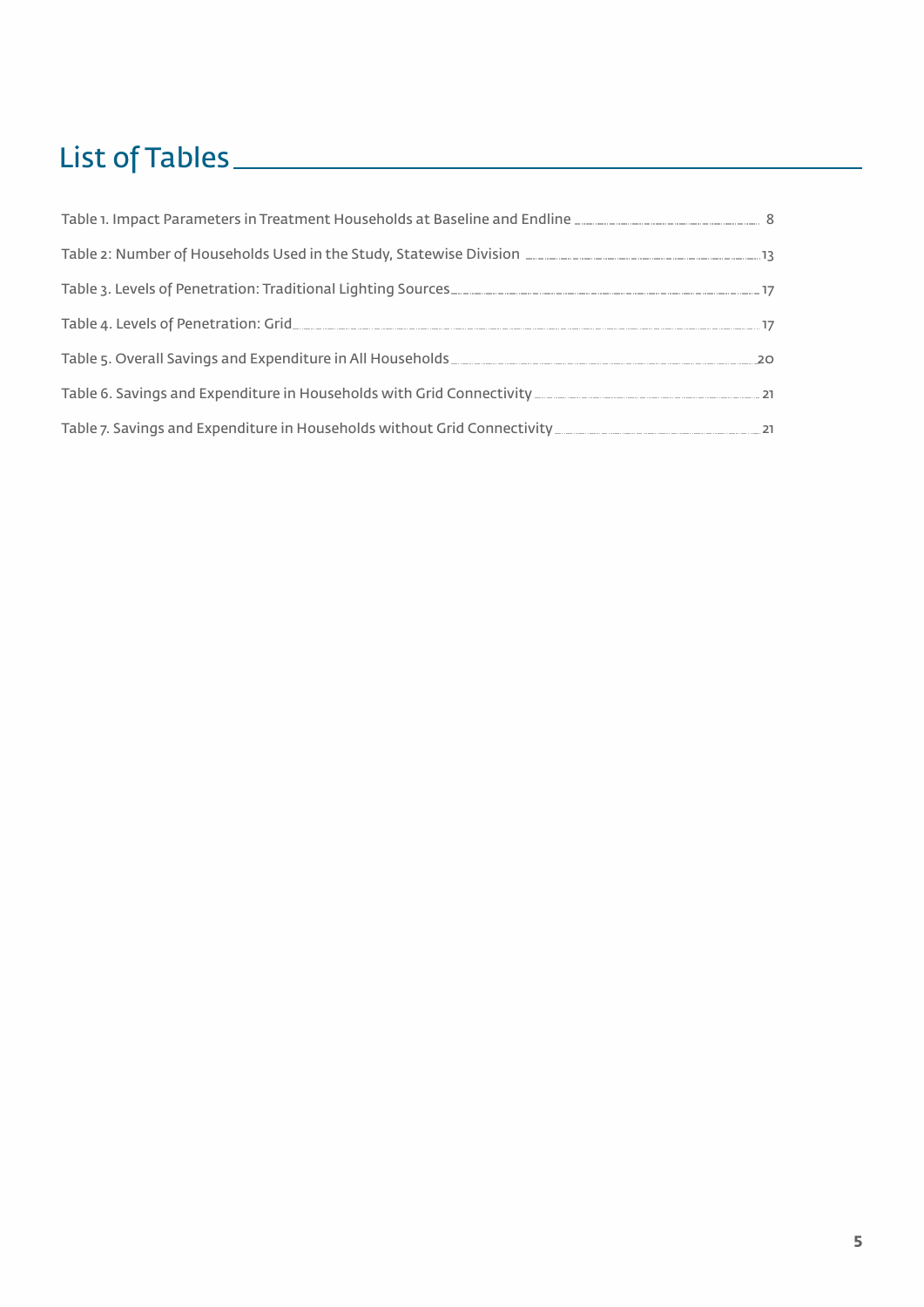# List of Tables

Table 1. Impact Parameters in Treatment Households at Baseline and Endline ........ 8

Table 2: Number of Households Used in the Study, Statewise Division ........ 13

Table 3. Levels of Penetration: Traditional Lighting Sources ........ 17

Table 4. Levels of Penetration: Grid ........ 17

Table 5. Overall Savings and Expenditure in All Households ........ 20

Table 6. Savings and Expenditure in Households with Grid Connectivity ........ 21

Table 7. Savings and Expenditure in Households without Grid Connectivity ........ 21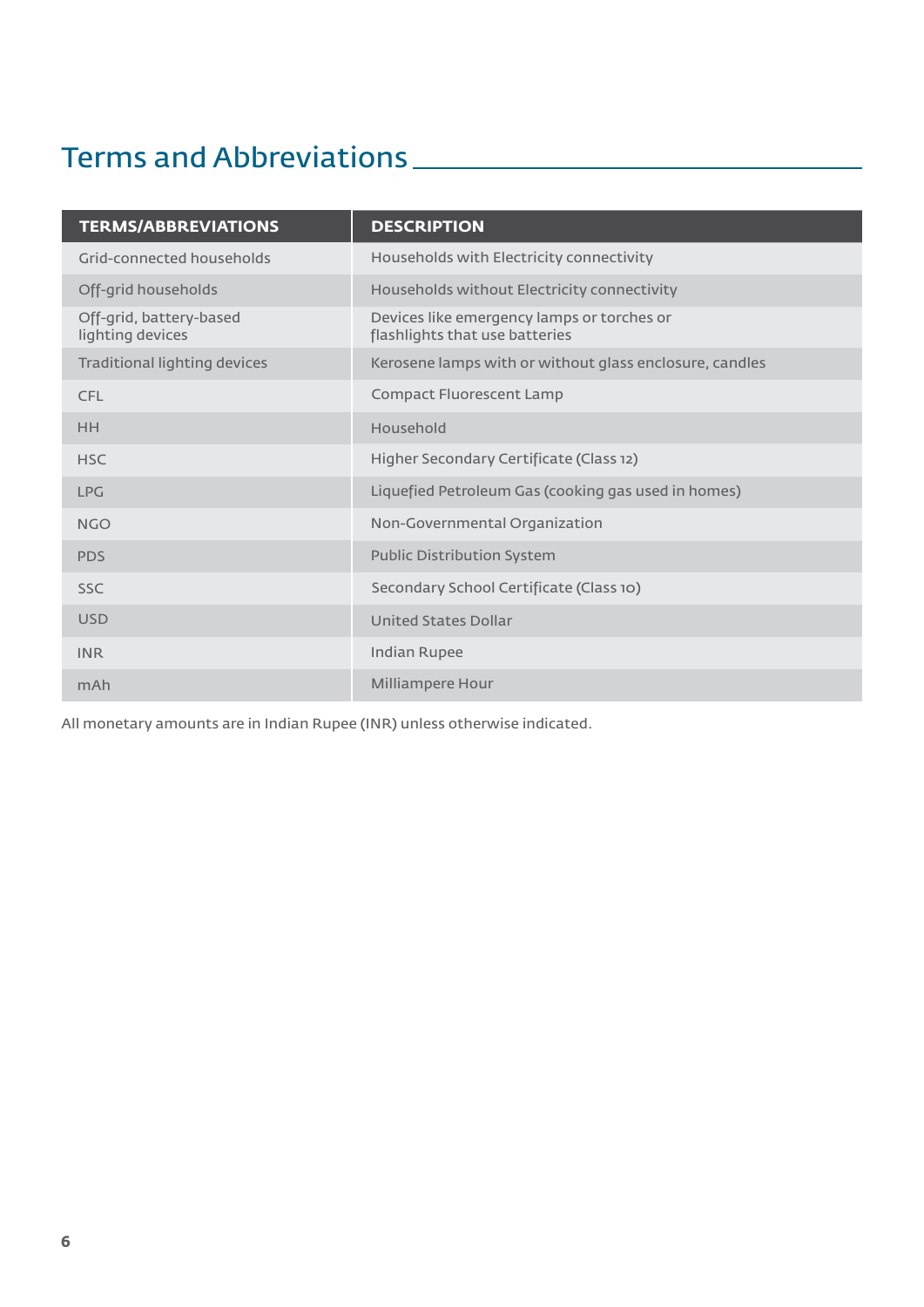# Terms and Abbreviations

| TERMS/ABBREVIATIONS | DESCRIPTION |
| --- | --- |
| Grid-connected households | Households with Electricity connectivity |
| Off-grid households | Households without Electricity connectivity |
| Off-grid, battery-based lighting devices | Devices like emergency lamps or torches or flashlights that use batteries |
| Traditional lighting devices | Kerosene lamps with or without glass enclosure, candles |
| CFL | Compact Fluorescent Lamp |
| HH | Household |
| HSC | Higher Secondary Certificate (Class 12) |
| LPG | Liquefied Petroleum Gas (cooking gas used in homes) |
| NGO | Non-Governmental Organization |
| PDS | Public Distribution System |
| SSC | Secondary School Certificate (Class 10) |
| USD | United States Dollar |
| INR | Indian Rupee |
| mAh | Milliampere Hour |

All monetary amounts are in Indian Rupee (INR) unless otherwise indicated.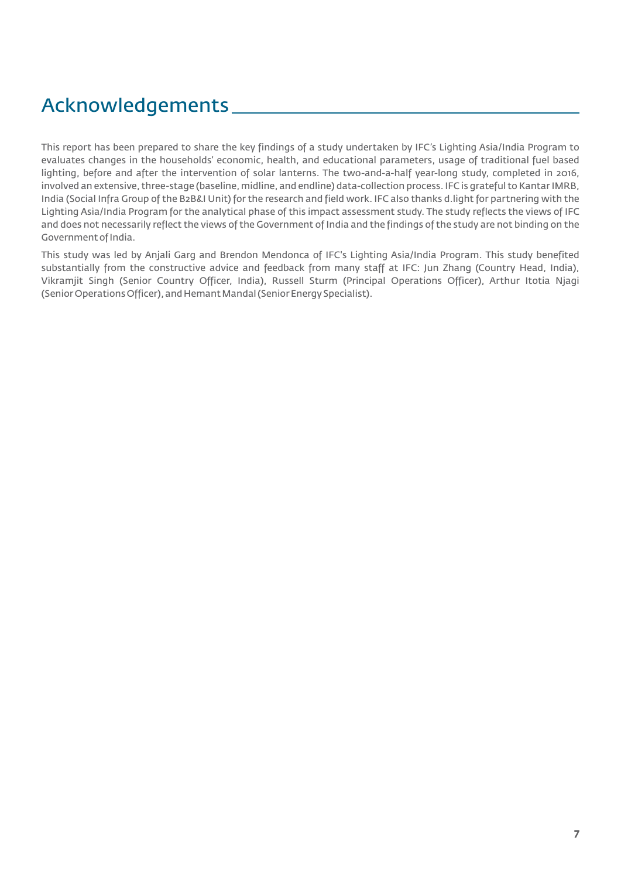# Acknowledgements

This report has been prepared to share the key findings of a study undertaken by IFC's Lighting Asia/India Program to evaluates changes in the households' economic, health, and educational parameters, usage of traditional fuel based lighting, before and after the intervention of solar lanterns. The two-and-a-half year-long study, completed in 2016, involved an extensive, three-stage (baseline, midline, and endline) data-collection process. IFC is grateful to Kantar IMRB, India (Social Infra Group of the B2B&I Unit) for the research and field work. IFC also thanks d.light for partnering with the Lighting Asia/India Program for the analytical phase of this impact assessment study. The study reflects the views of IFC and does not necessarily reflect the views of the Government of India and the findings of the study are not binding on the Government of India.

This study was led by Anjali Garg and Brendon Mendonca of IFC's Lighting Asia/India Program. This study benefited substantially from the constructive advice and feedback from many staff at IFC: Jun Zhang (Country Head, India), Vikramjit Singh (Senior Country Officer, India), Russell Sturm (Principal Operations Officer), Arthur Itotia Njagi (Senior Operations Officer), and Hemant Mandal (Senior Energy Specialist).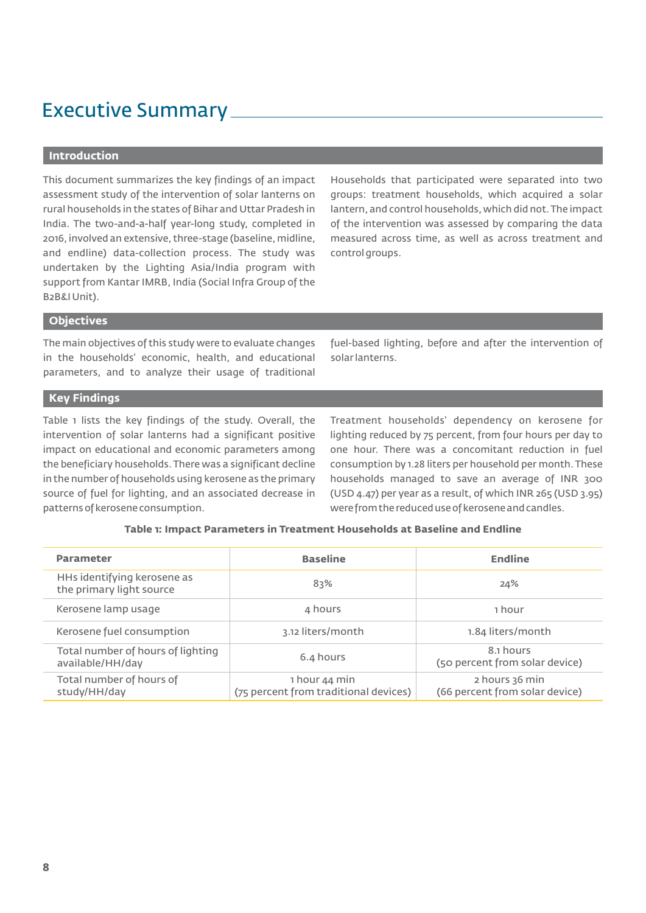# Executive Summary

## Introduction

This document summarizes the key findings of an impact assessment study of the intervention of solar lanterns on rural households in the states of Bihar and Uttar Pradesh in India. The two-and-a-half year-long study, completed in 2016, involved an extensive, three-stage (baseline, midline, and endline) data-collection process. The study was undertaken by the Lighting Asia/India program with support from Kantar IMRB, India (Social Infra Group of the B2B&I Unit).

Households that participated were separated into two groups: treatment households, which acquired a solar lantern, and control households, which did not. The impact of the intervention was assessed by comparing the data measured across time, as well as across treatment and control groups.

## Objectives

The main objectives of this study were to evaluate changes in the households' economic, health, and educational parameters, and to analyze their usage of traditional fuel-based lighting, before and after the intervention of solar lanterns.

## Key Findings

Table 1 lists the key findings of the study. Overall, the intervention of solar lanterns had a significant positive impact on educational and economic parameters among the beneficiary households. There was a significant decline in the number of households using kerosene as the primary source of fuel for lighting, and an associated decrease in patterns of kerosene consumption.

Treatment households' dependency on kerosene for lighting reduced by 75 percent, from four hours per day to one hour. There was a concomitant reduction in fuel consumption by 1.28 liters per household per month. These households managed to save an average of INR 300 (USD 4.47) per year as a result, of which INR 265 (USD 3.95) were from the reduced use of kerosene and candles.

**Table 1: Impact Parameters in Treatment Households at Baseline and Endline**

| Parameter | Baseline | Endline |
|---|---|---|
| HHs identifying kerosene as the primary light source | 83% | 24% |
| Kerosene lamp usage | 4 hours | 1 hour |
| Kerosene fuel consumption | 3.12 liters/month | 1.84 liters/month |
| Total number of hours of lighting available/HH/day | 6.4 hours | 8.1 hours (50 percent from solar device) |
| Total number of hours of study/HH/day | 1 hour 44 min (75 percent from traditional devices) | 2 hours 36 min (66 percent from solar device) |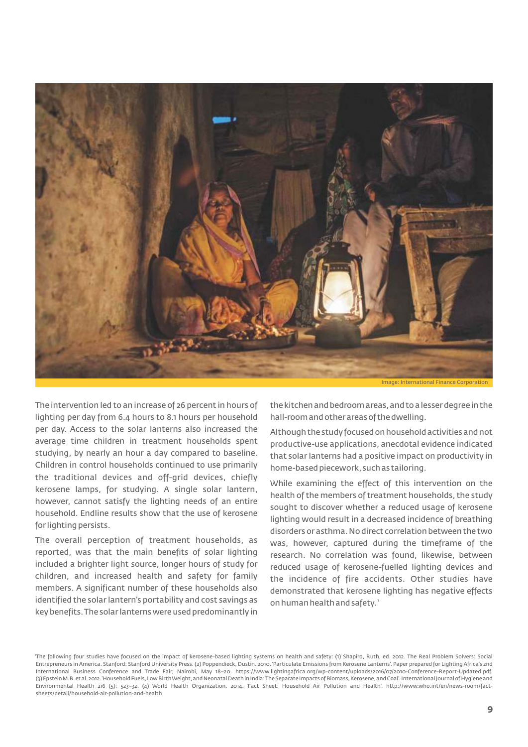Image: International Finance Corporation

The intervention led to an increase of 26 percent in hours of lighting per day from 6.4 hours to 8.1 hours per household per day. Access to the solar lanterns also increased the average time children in treatment households spent studying, by nearly an hour a day compared to baseline. Children in control households continued to use primarily the traditional devices and off-grid devices, chiefly kerosene lamps, for studying. A single solar lantern, however, cannot satisfy the lighting needs of an entire household. Endline results show that the use of kerosene for lighting persists.

The overall perception of treatment households, as reported, was that the main benefits of solar lighting included a brighter light source, longer hours of study for children, and increased health and safety for family members. A significant number of these households also identified the solar lantern's portability and cost savings as key benefits. The solar lanterns were used predominantly in the kitchen and bedroom areas, and to a lesser degree in the hall-room and other areas of the dwelling.

Although the study focused on household activities and not productive-use applications, anecdotal evidence indicated that solar lanterns had a positive impact on productivity in home-based piecework, such as tailoring.

While examining the effect of this intervention on the health of the members of treatment households, the study sought to discover whether a reduced usage of kerosene lighting would result in a decreased incidence of breathing disorders or asthma. No direct correlation between the two was, however, captured during the timeframe of the research. No correlation was found, likewise, between reduced usage of kerosene-fuelled lighting devices and the incidence of fire accidents. Other studies have demonstrated that kerosene lighting has negative effects on human health and safety.[1]

[1] The following four studies have focused on the impact of kerosene-based lighting systems on health and safety: (1) Shapiro, Ruth, ed. 2012. The Real Problem Solvers: Social Entrepreneurs in America. Stanford: Stanford University Press. (2) Poppendieck, Dustin. 2010. 'Particulate Emissions from Kerosene Lanterns'. Paper prepared for Lighting Africa's 2nd International Business Conference and Trade Fair, Nairobi, May 18–20. https://www.lightingafrica.org/wp-content/uploads/2016/07/2010-Conference-Report-Updated.pdf. (3) Epstein M.B. et al. 2012. 'Household Fuels, Low Birth Weight, and Neonatal Death in India: The Separate Impacts of Biomass, Kerosene, and Coal'. International Journal of Hygiene and Environmental Health 216 (5): 523–32. (4) World Health Organization. 2014. 'Fact Sheet: Household Air Pollution and Health'. http://www.who.int/en/news-room/fact-sheets/detail/household-air-pollution-and-health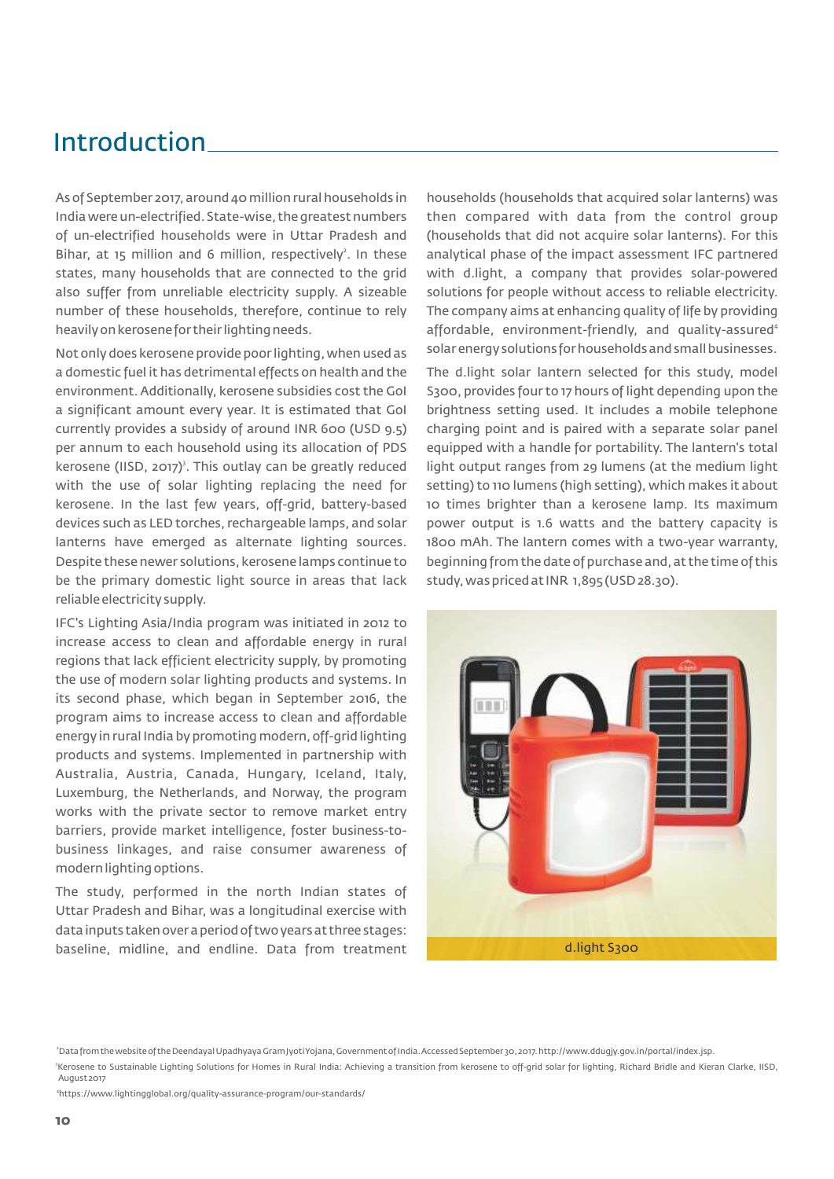# Introduction

As of September 2017, around 40 million rural households in India were un-electrified. State-wise, the greatest numbers of un-electrified households were in Uttar Pradesh and Bihar, at 15 million and 6 million, respectively[2]. In these states, many households that are connected to the grid also suffer from unreliable electricity supply. A sizeable number of these households, therefore, continue to rely heavily on kerosene for their lighting needs.

Not only does kerosene provide poor lighting, when used as a domestic fuel it has detrimental effects on health and the environment. Additionally, kerosene subsidies cost the GoI a significant amount every year. It is estimated that GoI currently provides a subsidy of around INR 600 (USD 9.5) per annum to each household using its allocation of PDS kerosene (IISD, 2017)[3]. This outlay can be greatly reduced with the use of solar lighting replacing the need for kerosene. In the last few years, off-grid, battery-based devices such as LED torches, rechargeable lamps, and solar lanterns have emerged as alternate lighting sources. Despite these newer solutions, kerosene lamps continue to be the primary domestic light source in areas that lack reliable electricity supply.

IFC's Lighting Asia/India program was initiated in 2012 to increase access to clean and affordable energy in rural regions that lack efficient electricity supply, by promoting the use of modern solar lighting products and systems. In its second phase, which began in September 2016, the program aims to increase access to clean and affordable energy in rural India by promoting modern, off-grid lighting products and systems. Implemented in partnership with Australia, Austria, Canada, Hungary, Iceland, Italy, Luxemburg, the Netherlands, and Norway, the program works with the private sector to remove market entry barriers, provide market intelligence, foster business-to-business linkages, and raise consumer awareness of modern lighting options.

The study, performed in the north Indian states of Uttar Pradesh and Bihar, was a longitudinal exercise with data inputs taken over a period of two years at three stages: baseline, midline, and endline. Data from treatment households (households that acquired solar lanterns) was then compared with data from the control group (households that did not acquire solar lanterns). For this analytical phase of the impact assessment IFC partnered with d.light, a company that provides solar-powered solutions for people without access to reliable electricity. The company aims at enhancing quality of life by providing affordable, environment-friendly, and quality-assured[4] solar energy solutions for households and small businesses.

The d.light solar lantern selected for this study, model S300, provides four to 17 hours of light depending upon the brightness setting used. It includes a mobile telephone charging point and is paired with a separate solar panel equipped with a handle for portability. The lantern's total light output ranges from 29 lumens (at the medium light setting) to 110 lumens (high setting), which makes it about 10 times brighter than a kerosene lamp. Its maximum power output is 1.6 watts and the battery capacity is 1800 mAh. The lantern comes with a two-year warranty, beginning from the date of purchase and, at the time of this study, was priced at INR 1,895 (USD 28.30).

d.light S300

[2] Data from the website of the Deendayal Upadhyaya Gram Jyoti Yojana, Government of India. Accessed September 30, 2017. http://www.ddugjy.gov.in/portal/index.jsp.

[3] Kerosene to Sustainable Lighting Solutions for Homes in Rural India: Achieving a transition from kerosene to off-grid solar for lighting, Richard Bridle and Kieran Clarke, IISD, August 2017

[4] https://www.lightingglobal.org/quality-assurance-program/our-standards/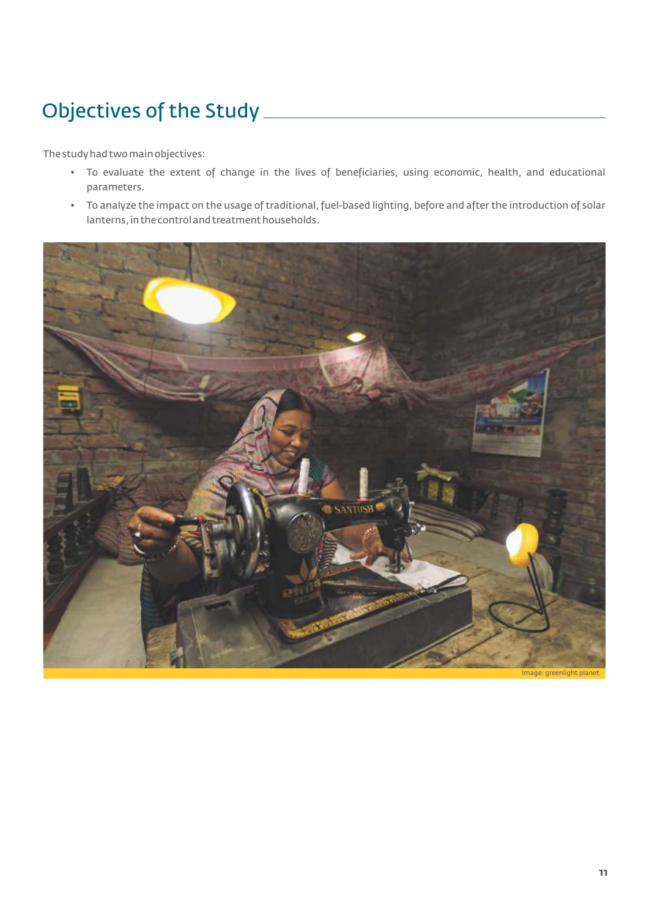## Objectives of the Study

The study had two main objectives:

- To evaluate the extent of change in the lives of beneficiaries, using economic, health, and educational parameters.
- To analyze the impact on the usage of traditional, fuel-based lighting, before and after the introduction of solar lanterns, in the control and treatment households.

Image: greenlight planet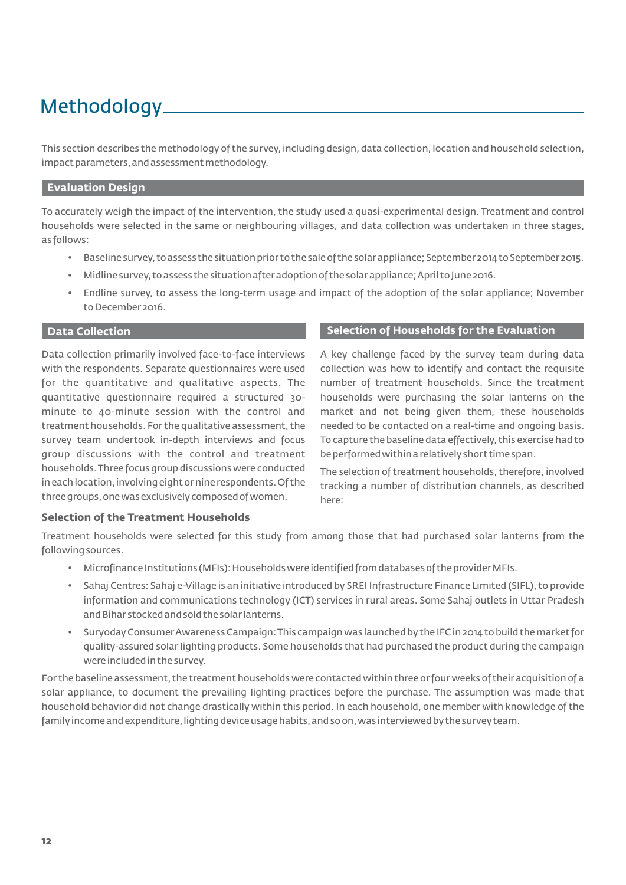# Methodology

This section describes the methodology of the survey, including design, data collection, location and household selection, impact parameters, and assessment methodology.

## Evaluation Design

To accurately weigh the impact of the intervention, the study used a quasi-experimental design. Treatment and control households were selected in the same or neighbouring villages, and data collection was undertaken in three stages, as follows:

- Baseline survey, to assess the situation prior to the sale of the solar appliance; September 2014 to September 2015.
- Midline survey, to assess the situation after adoption of the solar appliance; April to June 2016.
- Endline survey, to assess the long-term usage and impact of the adoption of the solar appliance; November to December 2016.

## Data Collection

Data collection primarily involved face-to-face interviews with the respondents. Separate questionnaires were used for the quantitative and qualitative aspects. The quantitative questionnaire required a structured 30-minute to 40-minute session with the control and treatment households. For the qualitative assessment, the survey team undertook in-depth interviews and focus group discussions with the control and treatment households. Three focus group discussions were conducted in each location, involving eight or nine respondents. Of the three groups, one was exclusively composed of women.

## Selection of Households for the Evaluation

A key challenge faced by the survey team during data collection was how to identify and contact the requisite number of treatment households. Since the treatment households were purchasing the solar lanterns on the market and not being given them, these households needed to be contacted on a real-time and ongoing basis. To capture the baseline data effectively, this exercise had to be performed within a relatively short time span.

The selection of treatment households, therefore, involved tracking a number of distribution channels, as described here:

### Selection of the Treatment Households

Treatment households were selected for this study from among those that had purchased solar lanterns from the following sources.

- Microfinance Institutions (MFIs): Households were identified from databases of the provider MFIs.
- Sahaj Centres: Sahaj e-Village is an initiative introduced by SREI Infrastructure Finance Limited (SIFL), to provide information and communications technology (ICT) services in rural areas. Some Sahaj outlets in Uttar Pradesh and Bihar stocked and sold the solar lanterns.
- Suryoday Consumer Awareness Campaign: This campaign was launched by the IFC in 2014 to build the market for quality-assured solar lighting products. Some households that had purchased the product during the campaign were included in the survey.

For the baseline assessment, the treatment households were contacted within three or four weeks of their acquisition of a solar appliance, to document the prevailing lighting practices before the purchase. The assumption was made that household behavior did not change drastically within this period. In each household, one member with knowledge of the family income and expenditure, lighting device usage habits, and so on, was interviewed by the survey team.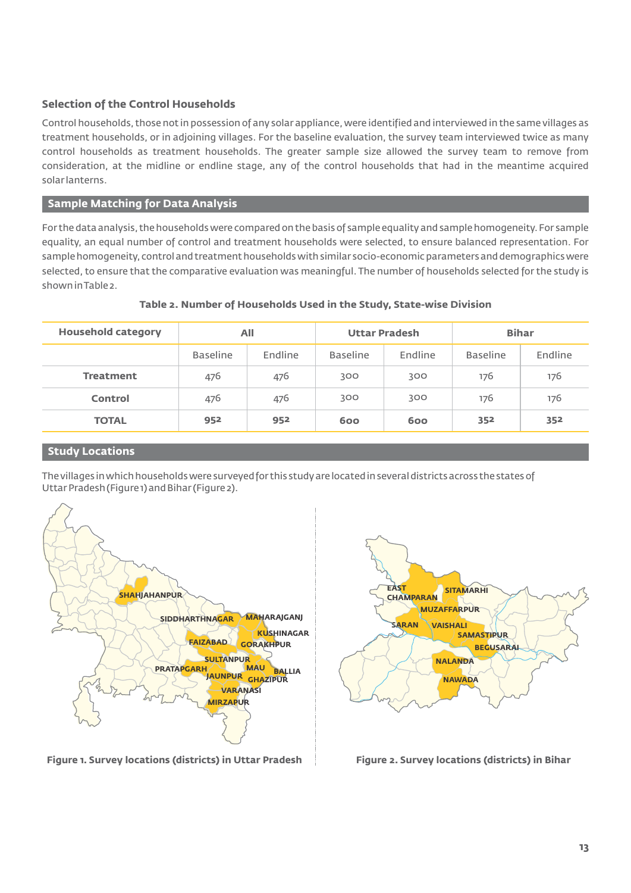### Selection of the Control Households

Control households, those not in possession of any solar appliance, were identified and interviewed in the same villages as treatment households, or in adjoining villages. For the baseline evaluation, the survey team interviewed twice as many control households as treatment households. The greater sample size allowed the survey team to remove from consideration, at the midline or endline stage, any of the control households that had in the meantime acquired solar lanterns.

## Sample Matching for Data Analysis

For the data analysis, the households were compared on the basis of sample equality and sample homogeneity. For sample equality, an equal number of control and treatment households were selected, to ensure balanced representation. For sample homogeneity, control and treatment households with similar socio-economic parameters and demographics were selected, to ensure that the comparative evaluation was meaningful. The number of households selected for the study is shown in Table 2.

**Table 2. Number of Households Used in the Study, State-wise Division**

| Household category | All | | Uttar Pradesh | | Bihar | |
|---|---|---|---|---|---|---|
| | Baseline | Endline | Baseline | Endline | Baseline | Endline |
| **Treatment** | 476 | 476 | 300 | 300 | 176 | 176 |
| **Control** | 476 | 476 | 300 | 300 | 176 | 176 |
| **TOTAL** | **952** | **952** | **600** | **600** | **352** | **352** |

## Study Locations

The villages in which households were surveyed for this study are located in several districts across the states of Uttar Pradesh (Figure 1) and Bihar (Figure 2).

**Figure 1. Survey locations (districts) in Uttar Pradesh**

**Figure 2. Survey locations (districts) in Bihar**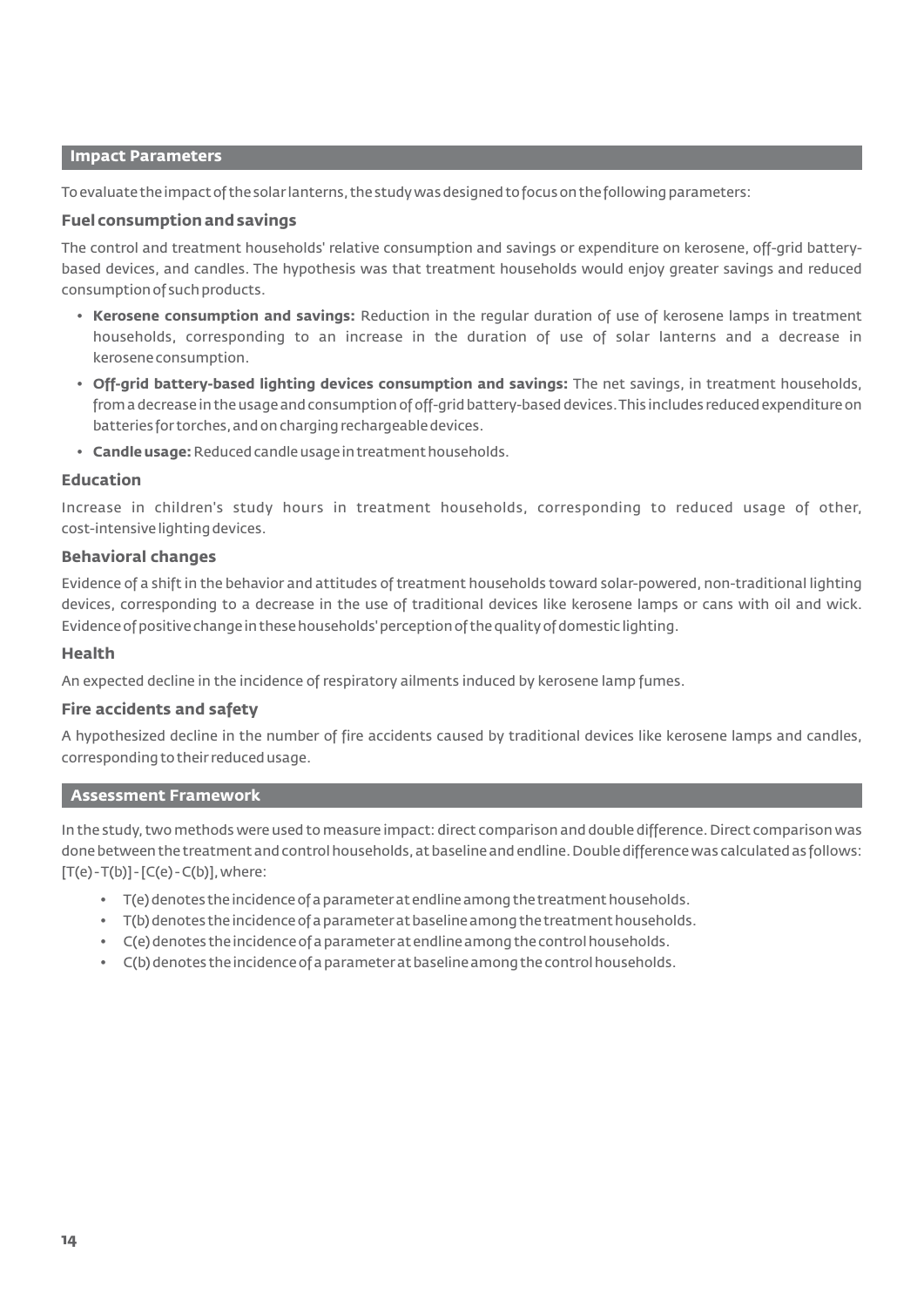## Impact Parameters

To evaluate the impact of the solar lanterns, the study was designed to focus on the following parameters:

### Fuel consumption and savings

The control and treatment households' relative consumption and savings or expenditure on kerosene, off-grid battery-based devices, and candles. The hypothesis was that treatment households would enjoy greater savings and reduced consumption of such products.

- **Kerosene consumption and savings:** Reduction in the regular duration of use of kerosene lamps in treatment households, corresponding to an increase in the duration of use of solar lanterns and a decrease in kerosene consumption.
- **Off-grid battery-based lighting devices consumption and savings:** The net savings, in treatment households, from a decrease in the usage and consumption of off-grid battery-based devices. This includes reduced expenditure on batteries for torches, and on charging rechargeable devices.
- **Candle usage:** Reduced candle usage in treatment households.

### Education

Increase in children's study hours in treatment households, corresponding to reduced usage of other, cost-intensive lighting devices.

### Behavioral changes

Evidence of a shift in the behavior and attitudes of treatment households toward solar-powered, non-traditional lighting devices, corresponding to a decrease in the use of traditional devices like kerosene lamps or cans with oil and wick. Evidence of positive change in these households' perception of the quality of domestic lighting.

### Health

An expected decline in the incidence of respiratory ailments induced by kerosene lamp fumes.

### Fire accidents and safety

A hypothesized decline in the number of fire accidents caused by traditional devices like kerosene lamps and candles, corresponding to their reduced usage.

## Assessment Framework

In the study, two methods were used to measure impact: direct comparison and double difference. Direct comparison was done between the treatment and control households, at baseline and endline. Double difference was calculated as follows: $[T(e) - T(b)] - [C(e) - C(b)]$, where:

- $T(e)$ denotes the incidence of a parameter at endline among the treatment households.
- $T(b)$ denotes the incidence of a parameter at baseline among the treatment households.
- $C(e)$ denotes the incidence of a parameter at endline among the control households.
- $C(b)$ denotes the incidence of a parameter at baseline among the control households.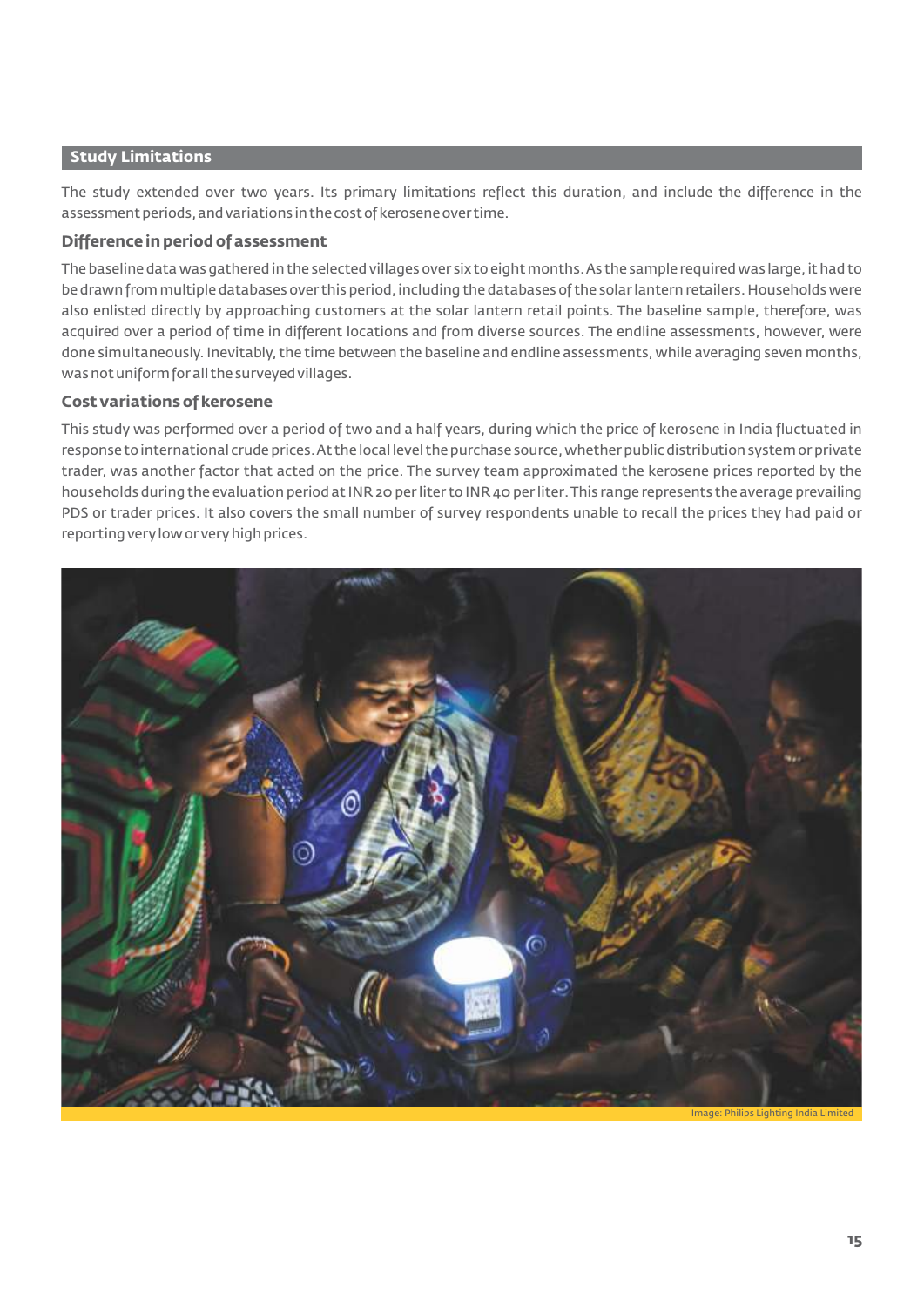## Study Limitations

The study extended over two years. Its primary limitations reflect this duration, and include the difference in the assessment periods, and variations in the cost of kerosene over time.

### Difference in period of assessment

The baseline data was gathered in the selected villages over six to eight months. As the sample required was large, it had to be drawn from multiple databases over this period, including the databases of the solar lantern retailers. Households were also enlisted directly by approaching customers at the solar lantern retail points. The baseline sample, therefore, was acquired over a period of time in different locations and from diverse sources. The endline assessments, however, were done simultaneously. Inevitably, the time between the baseline and endline assessments, while averaging seven months, was not uniform for all the surveyed villages.

### Cost variations of kerosene

This study was performed over a period of two and a half years, during which the price of kerosene in India fluctuated in response to international crude prices. At the local level the purchase source, whether public distribution system or private trader, was another factor that acted on the price. The survey team approximated the kerosene prices reported by the households during the evaluation period at INR 20 per liter to INR 40 per liter. This range represents the average prevailing PDS or trader prices. It also covers the small number of survey respondents unable to recall the prices they had paid or reporting very low or very high prices.

Image: Philips Lighting India Limited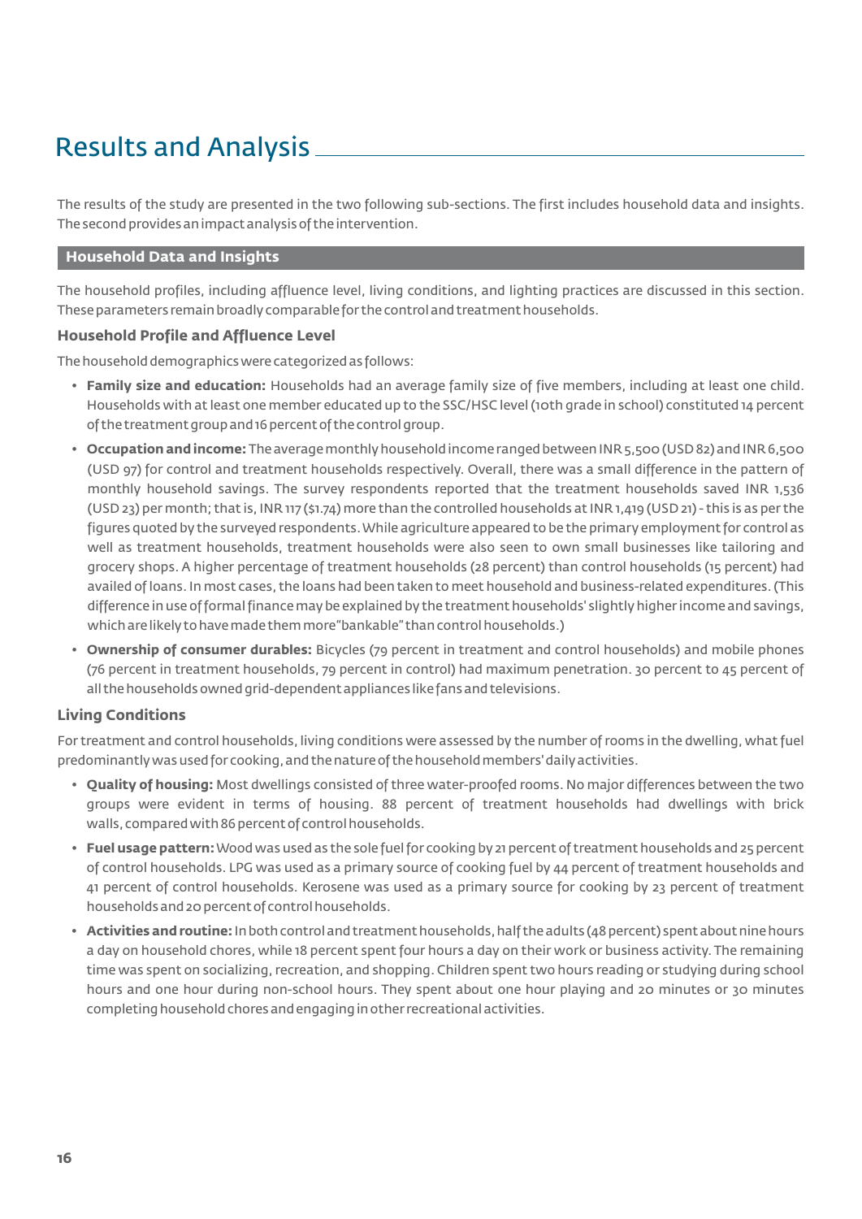# Results and Analysis

The results of the study are presented in the two following sub-sections. The first includes household data and insights. The second provides an impact analysis of the intervention.

## Household Data and Insights

The household profiles, including affluence level, living conditions, and lighting practices are discussed in this section. These parameters remain broadly comparable for the control and treatment households.

### Household Profile and Affluence Level

The household demographics were categorized as follows:

- **Family size and education:** Households had an average family size of five members, including at least one child. Households with at least one member educated up to the SSC/HSC level (10th grade in school) constituted 14 percent of the treatment group and 16 percent of the control group.
- **Occupation and income:** The average monthly household income ranged between INR 5,500 (USD 82) and INR 6,500 (USD 97) for control and treatment households respectively. Overall, there was a small difference in the pattern of monthly household savings. The survey respondents reported that the treatment households saved INR 1,536 (USD 23) per month; that is, INR 117 ($1.74) more than the controlled households at INR 1,419 (USD 21) - this is as per the figures quoted by the surveyed respondents. While agriculture appeared to be the primary employment for control as well as treatment households, treatment households were also seen to own small businesses like tailoring and grocery shops. A higher percentage of treatment households (28 percent) than control households (15 percent) had availed of loans. In most cases, the loans had been taken to meet household and business-related expenditures. (This difference in use of formal finance may be explained by the treatment households' slightly higher income and savings, which are likely to have made them more"bankable" than control households.)
- **Ownership of consumer durables:** Bicycles (79 percent in treatment and control households) and mobile phones (76 percent in treatment households, 79 percent in control) had maximum penetration. 30 percent to 45 percent of all the households owned grid-dependent appliances like fans and televisions.

### Living Conditions

For treatment and control households, living conditions were assessed by the number of rooms in the dwelling, what fuel predominantly was used for cooking, and the nature of the household members' daily activities.

- **Quality of housing:** Most dwellings consisted of three water-proofed rooms. No major differences between the two groups were evident in terms of housing. 88 percent of treatment households had dwellings with brick walls, compared with 86 percent of control households.
- **Fuel usage pattern:** Wood was used as the sole fuel for cooking by 21 percent of treatment households and 25 percent of control households. LPG was used as a primary source of cooking fuel by 44 percent of treatment households and 41 percent of control households. Kerosene was used as a primary source for cooking by 23 percent of treatment households and 20 percent of control households.
- **Activities and routine:** In both control and treatment households, half the adults (48 percent) spent about nine hours a day on household chores, while 18 percent spent four hours a day on their work or business activity. The remaining time was spent on socializing, recreation, and shopping. Children spent two hours reading or studying during school hours and one hour during non-school hours. They spent about one hour playing and 20 minutes or 30 minutes completing household chores and engaging in other recreational activities.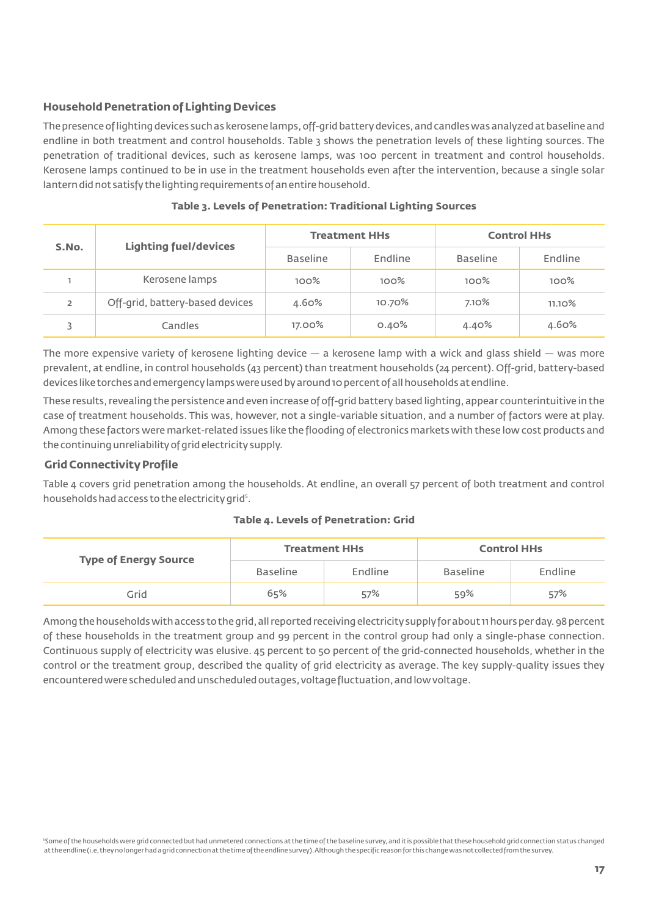### Household Penetration of Lighting Devices

The presence of lighting devices such as kerosene lamps, off-grid battery devices, and candles was analyzed at baseline and endline in both treatment and control households. Table 3 shows the penetration levels of these lighting sources. The penetration of traditional devices, such as kerosene lamps, was 100 percent in treatment and control households. Kerosene lamps continued to be in use in the treatment households even after the intervention, because a single solar lantern did not satisfy the lighting requirements of an entire household.

**Table 3. Levels of Penetration: Traditional Lighting Sources**

| S.No. | Lighting fuel/devices | Treatment HHs | | Control HHs | |
|---|---|---|---|---|---|
| | | Baseline | Endline | Baseline | Endline |
| 1 | Kerosene lamps | 100% | 100% | 100% | 100% |
| 2 | Off-grid, battery-based devices | 4.60% | 10.70% | 7.10% | 11.10% |
| 3 | Candles | 17.00% | 0.40% | 4.40% | 4.60% |

The more expensive variety of kerosene lighting device — a kerosene lamp with a wick and glass shield — was more prevalent, at endline, in control households (43 percent) than treatment households (24 percent). Off-grid, battery-based devices like torches and emergency lamps were used by around 10 percent of all households at endline.

These results, revealing the persistence and even increase of off-grid battery based lighting, appear counterintuitive in the case of treatment households. This was, however, not a single-variable situation, and a number of factors were at play. Among these factors were market-related issues like the flooding of electronics markets with these low cost products and the continuing unreliability of grid electricity supply.

### Grid Connectivity Profile

Table 4 covers grid penetration among the households. At endline, an overall 57 percent of both treatment and control households had access to the electricity grid[5].

**Table 4. Levels of Penetration: Grid**

| Type of Energy Source | Treatment HHs | | Control HHs | |
|---|---|---|---|---|
| | Baseline | Endline | Baseline | Endline |
| Grid | 65% | 57% | 59% | 57% |

Among the households with access to the grid, all reported receiving electricity supply for about 11 hours per day. 98 percent of these households in the treatment group and 99 percent in the control group had only a single-phase connection. Continuous supply of electricity was elusive. 45 percent to 50 percent of the grid-connected households, whether in the control or the treatment group, described the quality of grid electricity as average. The key supply-quality issues they encountered were scheduled and unscheduled outages, voltage fluctuation, and low voltage.

[5] Some of the households were grid connected but had unmetered connections at the time of the baseline survey, and it is possible that these household grid connection status changed at the endline (i.e, they no longer had a grid connection at the time of the endline survey). Although the specific reason for this change was not collected from the survey.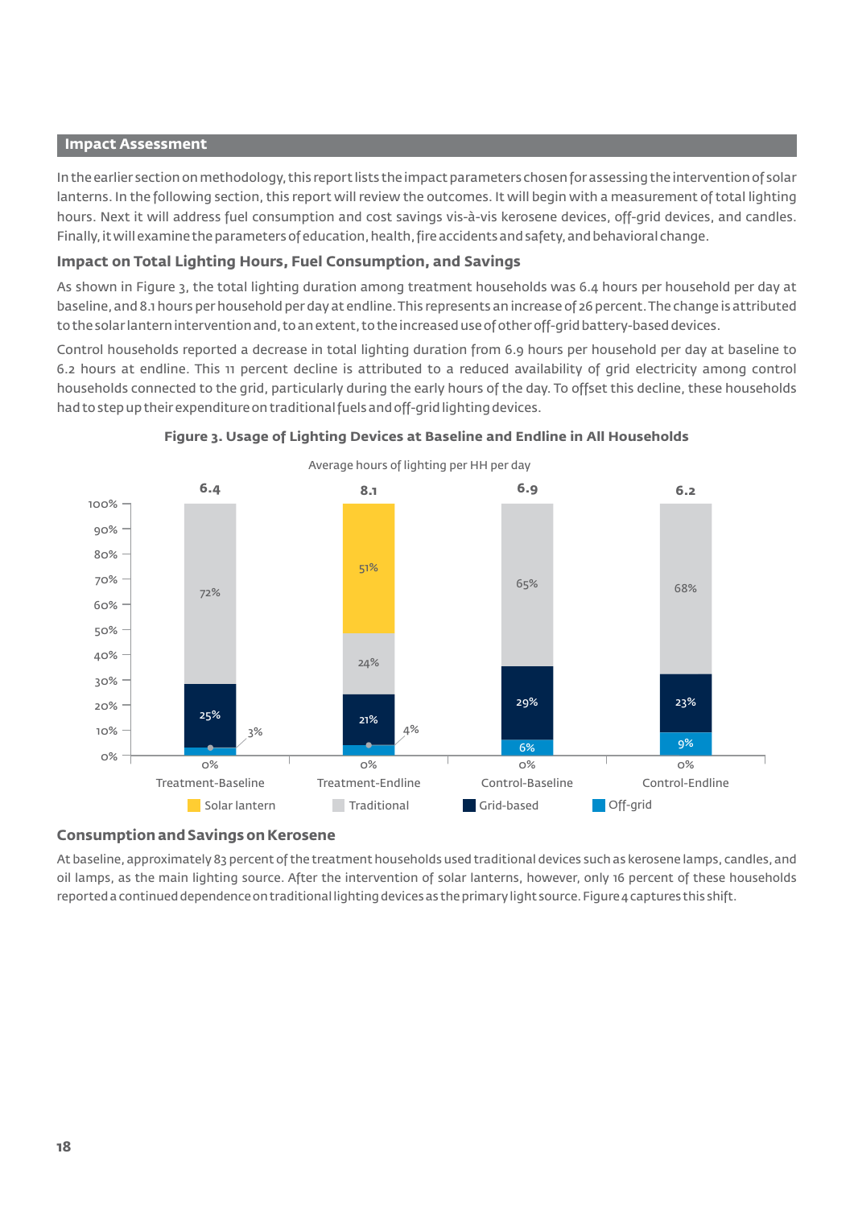## Impact Assessment

In the earlier section on methodology, this report lists the impact parameters chosen for assessing the intervention of solar lanterns. In the following section, this report will review the outcomes. It will begin with a measurement of total lighting hours. Next it will address fuel consumption and cost savings vis-à-vis kerosene devices, off-grid devices, and candles. Finally, it will examine the parameters of education, health, fire accidents and safety, and behavioral change.

### Impact on Total Lighting Hours, Fuel Consumption, and Savings

As shown in Figure 3, the total lighting duration among treatment households was 6.4 hours per household per day at baseline, and 8.1 hours per household per day at endline. This represents an increase of 26 percent. The change is attributed to the solar lantern intervention and, to an extent, to the increased use of other off-grid battery-based devices.

Control households reported a decrease in total lighting duration from 6.9 hours per household per day at baseline to 6.2 hours at endline. This 11 percent decline is attributed to a reduced availability of grid electricity among control households connected to the grid, particularly during the early hours of the day. To offset this decline, these households had to step up their expenditure on traditional fuels and off-grid lighting devices.

**Figure 3. Usage of Lighting Devices at Baseline and Endline in All Households**

Average hours of lighting per HH per day

| | Treatment-Baseline | Treatment-Endline | Control-Baseline | Control-Endline |
|---|---|---|---|---|
| Average hours | 6.4 | 8.1 | 6.9 | 6.2 |
| Solar lantern | 0% | 51% | 0% | 0% |
| Traditional | 72% | 24% | 65% | 68% |
| Grid-based | 25% | 21% | 29% | 23% |
| Off-grid | 3% | 4% | 6% | 9% |

### Consumption and Savings on Kerosene

At baseline, approximately 83 percent of the treatment households used traditional devices such as kerosene lamps, candles, and oil lamps, as the main lighting source. After the intervention of solar lanterns, however, only 16 percent of these households reported a continued dependence on traditional lighting devices as the primary light source. Figure 4 captures this shift.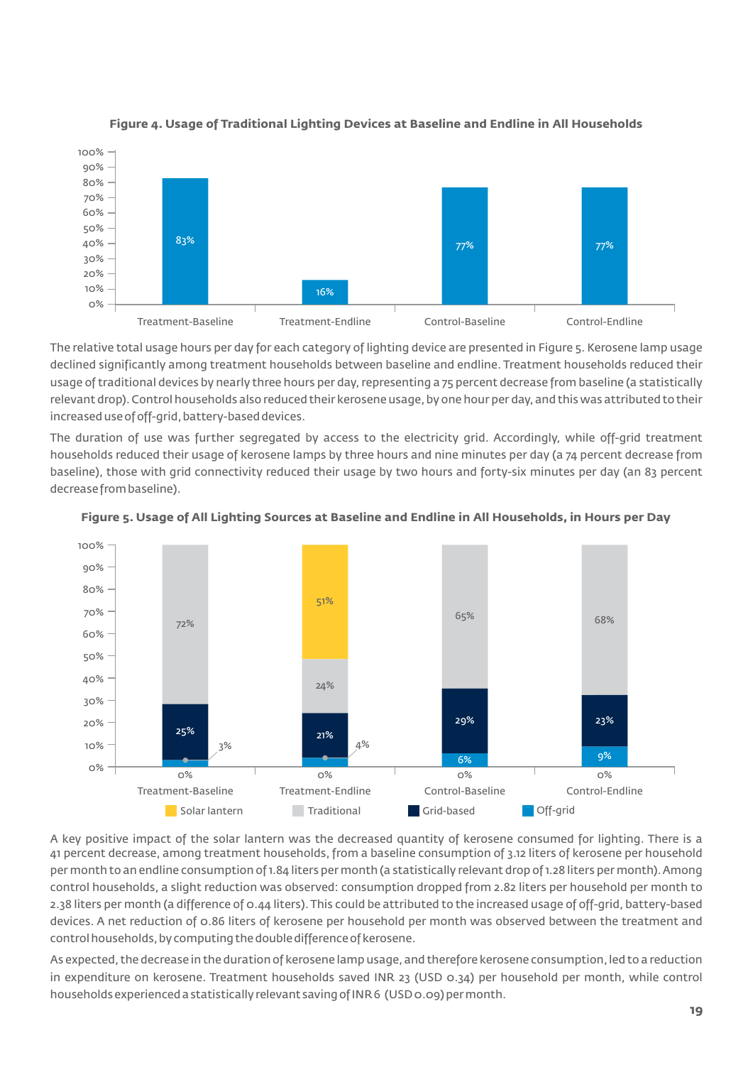**Figure 4. Usage of Traditional Lighting Devices at Baseline and Endline in All Households**

| | Treatment-Baseline | Treatment-Endline | Control-Baseline | Control-Endline |
|---|---|---|---|---|
| Traditional lighting devices | 83% | 16% | 77% | 77% |

The relative total usage hours per day for each category of lighting device are presented in Figure 5. Kerosene lamp usage declined significantly among treatment households between baseline and endline. Treatment households reduced their usage of traditional devices by nearly three hours per day, representing a 75 percent decrease from baseline (a statistically relevant drop). Control households also reduced their kerosene usage, by one hour per day, and this was attributed to their increased use of off-grid, battery-based devices.

The duration of use was further segregated by access to the electricity grid. Accordingly, while off-grid treatment households reduced their usage of kerosene lamps by three hours and nine minutes per day (a 74 percent decrease from baseline), those with grid connectivity reduced their usage by two hours and forty-six minutes per day (an 83 percent decrease from baseline).

**Figure 5. Usage of All Lighting Sources at Baseline and Endline in All Households, in Hours per Day**

| | Treatment-Baseline | Treatment-Endline | Control-Baseline | Control-Endline |
|---|---|---|---|---|
| Solar lantern | 0% | 51% | 0% | 0% |
| Traditional | 72% | 24% | 65% | 68% |
| Grid-based | 25% | 21% | 29% | 23% |
| Off-grid | 3% | 4% | 6% | 9% |

A key positive impact of the solar lantern was the decreased quantity of kerosene consumed for lighting. There is a 41 percent decrease, among treatment households, from a baseline consumption of 3.12 liters of kerosene per household per month to an endline consumption of 1.84 liters per month (a statistically relevant drop of 1.28 liters per month). Among control households, a slight reduction was observed: consumption dropped from 2.82 liters per household per month to 2.38 liters per month (a difference of 0.44 liters). This could be attributed to the increased usage of off-grid, battery-based devices. A net reduction of 0.86 liters of kerosene per household per month was observed between the treatment and control households, by computing the double difference of kerosene.

As expected, the decrease in the duration of kerosene lamp usage, and therefore kerosene consumption, led to a reduction in expenditure on kerosene. Treatment households saved INR 23 (USD 0.34) per household per month, while control households experienced a statistically relevant saving of INR 6 (USD 0.09) per month.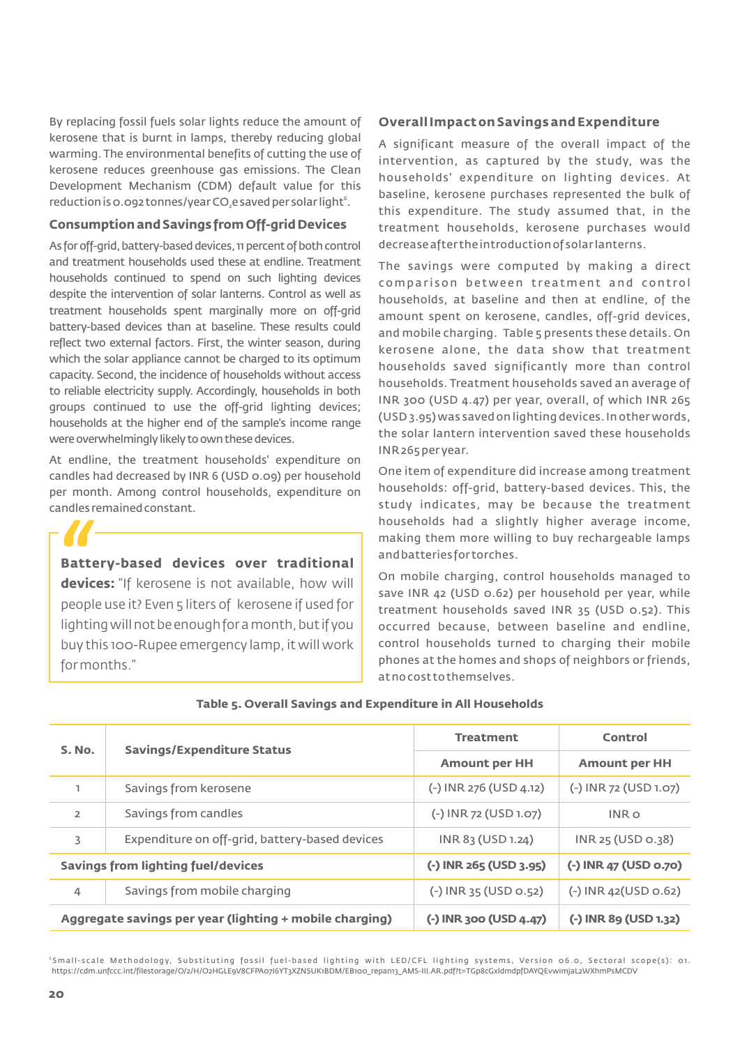By replacing fossil fuels solar lights reduce the amount of kerosene that is burnt in lamps, thereby reducing global warming. The environmental benefits of cutting the use of kerosene reduces greenhouse gas emissions. The Clean Development Mechanism (CDM) default value for this reduction is 0.092 tonnes/year $CO_2e$ saved per solar light[6].

### Consumption and Savings from Off-grid Devices

As for off-grid, battery-based devices, 11 percent of both control and treatment households used these at endline. Treatment households continued to spend on such lighting devices despite the intervention of solar lanterns. Control as well as treatment households spent marginally more on off-grid battery-based devices than at baseline. These results could reflect two external factors. First, the winter season, during which the solar appliance cannot be charged to its optimum capacity. Second, the incidence of households without access to reliable electricity supply. Accordingly, households in both groups continued to use the off-grid lighting devices; households at the higher end of the sample's income range were overwhelmingly likely to own these devices.

At endline, the treatment households' expenditure on candles had decreased by INR 6 (USD 0.09) per household per month. Among control households, expenditure on candles remained constant.

> **Battery-based devices over traditional devices:** "If kerosene is not available, how will people use it? Even 5 liters of kerosene if used for lighting will not be enough for a month, but if you buy this 100-Rupee emergency lamp, it will work for months."

### Overall Impact on Savings and Expenditure

A significant measure of the overall impact of the intervention, as captured by the study, was the households' expenditure on lighting devices. At baseline, kerosene purchases represented the bulk of this expenditure. The study assumed that, in the treatment households, kerosene purchases would decrease after the introduction of solar lanterns.

The savings were computed by making a direct comparison between treatment and control households, at baseline and then at endline, of the amount spent on kerosene, candles, off-grid devices, and mobile charging. Table 5 presents these details. On kerosene alone, the data show that treatment households saved significantly more than control households. Treatment households saved an average of INR 300 (USD 4.47) per year, overall, of which INR 265 (USD 3.95) was saved on lighting devices. In other words, the solar lantern intervention saved these households INR 265 per year.

One item of expenditure did increase among treatment households: off-grid, battery-based devices. This, the study indicates, may be because the treatment households had a slightly higher average income, making them more willing to buy rechargeable lamps and batteries for torches.

On mobile charging, control households managed to save INR 42 (USD 0.62) per household per year, while treatment households saved INR 35 (USD 0.52). This occurred because, between baseline and endline, control households turned to charging their mobile phones at the homes and shops of neighbors or friends, at no cost to themselves.

**Table 5. Overall Savings and Expenditure in All Households**

| S. No. | Savings/Expenditure Status | Treatment | Control |
|---|---|---|---|
| | | Amount per HH | Amount per HH |
| 1 | Savings from kerosene | (-) INR 276 (USD 4.12) | (-) INR 72 (USD 1.07) |
| 2 | Savings from candles | (-) INR 72 (USD 1.07) | INR 0 |
| 3 | Expenditure on off-grid, battery-based devices | INR 83 (USD 1.24) | INR 25 (USD 0.38) |
| **Savings from lighting fuel/devices** | | **(-) INR 265 (USD 3.95)** | **(-) INR 47 (USD 0.70)** |
| 4 | Savings from mobile charging | (-) INR 35 (USD 0.52) | (-) INR 42(USD 0.62) |
| **Aggregate savings per year (lighting + mobile charging)** | | **(-) INR 300 (USD 4.47)** | **(-) INR 89 (USD 1.32)** |

[6] Small-scale Methodology, Substituting fossil fuel-based lighting with LED/CFL lighting systems, Version 06.0, Sectoral scope(s): 01. https://cdm.unfccc.int/filestorage/O/2/H/O2HGLE9V8CFPA07I6YT3XZNSUK1BDM/EB100_repan13_AMS-III.AR.pdf?t=TGp8cGxldmdpfDAYQEvwimjaL2WXhmPsMCDV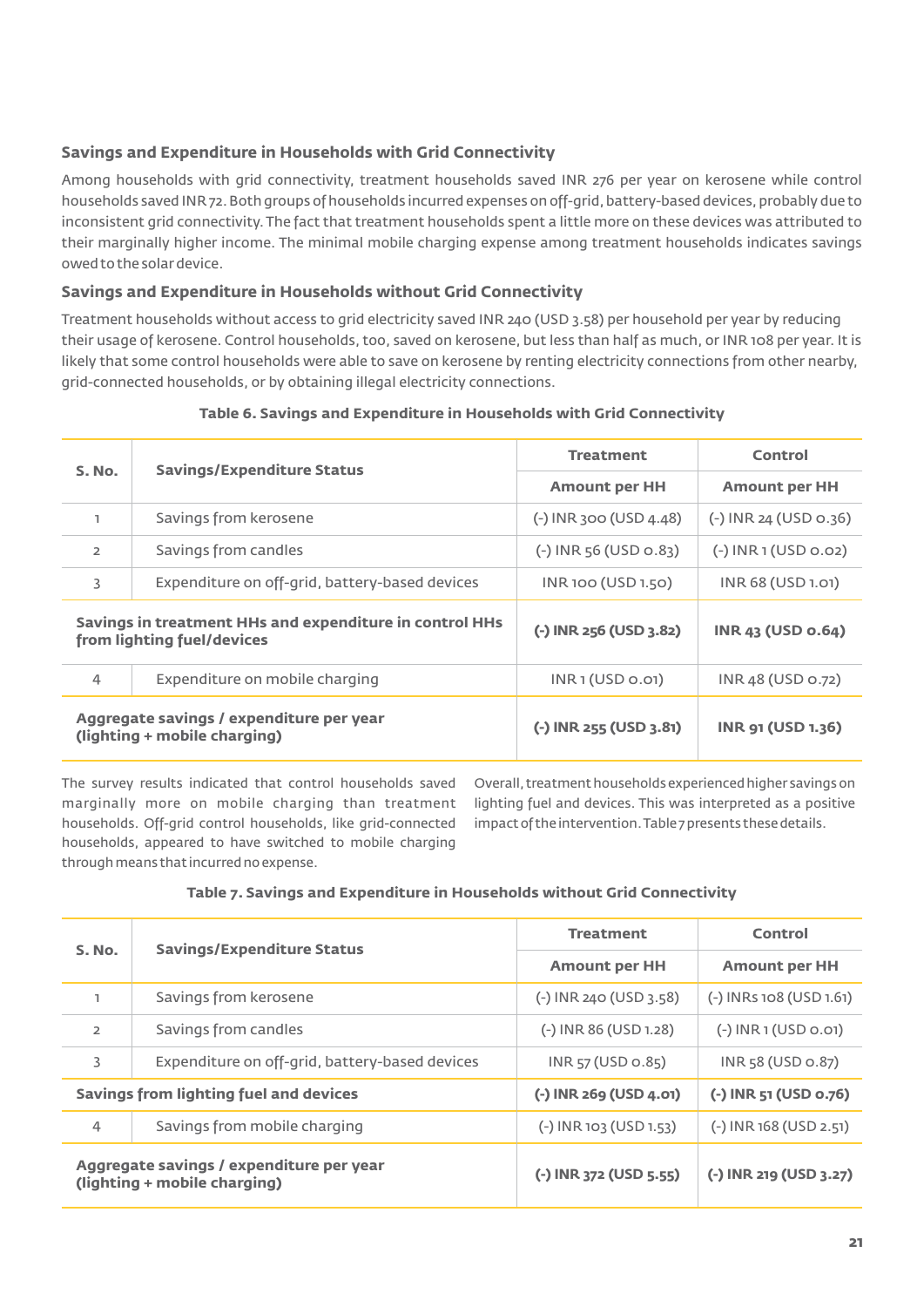### Savings and Expenditure in Households with Grid Connectivity

Among households with grid connectivity, treatment households saved INR 276 per year on kerosene while control households saved INR 72. Both groups of households incurred expenses on off-grid, battery-based devices, probably due to inconsistent grid connectivity. The fact that treatment households spent a little more on these devices was attributed to their marginally higher income. The minimal mobile charging expense among treatment households indicates savings owed to the solar device.

### Savings and Expenditure in Households without Grid Connectivity

Treatment households without access to grid electricity saved INR 240 (USD 3.58) per household per year by reducing their usage of kerosene. Control households, too, saved on kerosene, but less than half as much, or INR 108 per year. It is likely that some control households were able to save on kerosene by renting electricity connections from other nearby, grid-connected households, or by obtaining illegal electricity connections.

**Table 6. Savings and Expenditure in Households with Grid Connectivity**

| S. No. | Savings/Expenditure Status | Treatment | Control |
|---|---|---|---|
| | | Amount per HH | Amount per HH |
| 1 | Savings from kerosene | (-) INR 300 (USD 4.48) | (-) INR 24 (USD 0.36) |
| 2 | Savings from candles | (-) INR 56 (USD 0.83) | (-) INR 1 (USD 0.02) |
| 3 | Expenditure on off-grid, battery-based devices | INR 100 (USD 1.50) | INR 68 (USD 1.01) |
| **Savings in treatment HHs and expenditure in control HHs from lighting fuel/devices** | | **(-) INR 256 (USD 3.82)** | **INR 43 (USD 0.64)** |
| 4 | Expenditure on mobile charging | INR 1 (USD 0.01) | INR 48 (USD 0.72) |
| **Aggregate savings / expenditure per year (lighting + mobile charging)** | | **(-) INR 255 (USD 3.81)** | **INR 91 (USD 1.36)** |

The survey results indicated that control households saved marginally more on mobile charging than treatment households. Off-grid control households, like grid-connected households, appeared to have switched to mobile charging through means that incurred no expense.

Overall, treatment households experienced higher savings on lighting fuel and devices. This was interpreted as a positive impact of the intervention. Table 7 presents these details.

**Table 7. Savings and Expenditure in Households without Grid Connectivity**

| S. No. | Savings/Expenditure Status | Treatment | Control |
|---|---|---|---|
| | | Amount per HH | Amount per HH |
| 1 | Savings from kerosene | (-) INR 240 (USD 3.58) | (-) INRs 108 (USD 1.61) |
| 2 | Savings from candles | (-) INR 86 (USD 1.28) | (-) INR 1 (USD 0.01) |
| 3 | Expenditure on off-grid, battery-based devices | INR 57 (USD 0.85) | INR 58 (USD 0.87) |
| **Savings from lighting fuel and devices** | | **(-) INR 269 (USD 4.01)** | **(-) INR 51 (USD 0.76)** |
| 4 | Savings from mobile charging | (-) INR 103 (USD 1.53) | (-) INR 168 (USD 2.51) |
| **Aggregate savings / expenditure per year (lighting + mobile charging)** | | **(-) INR 372 (USD 5.55)** | **(-) INR 219 (USD 3.27)** |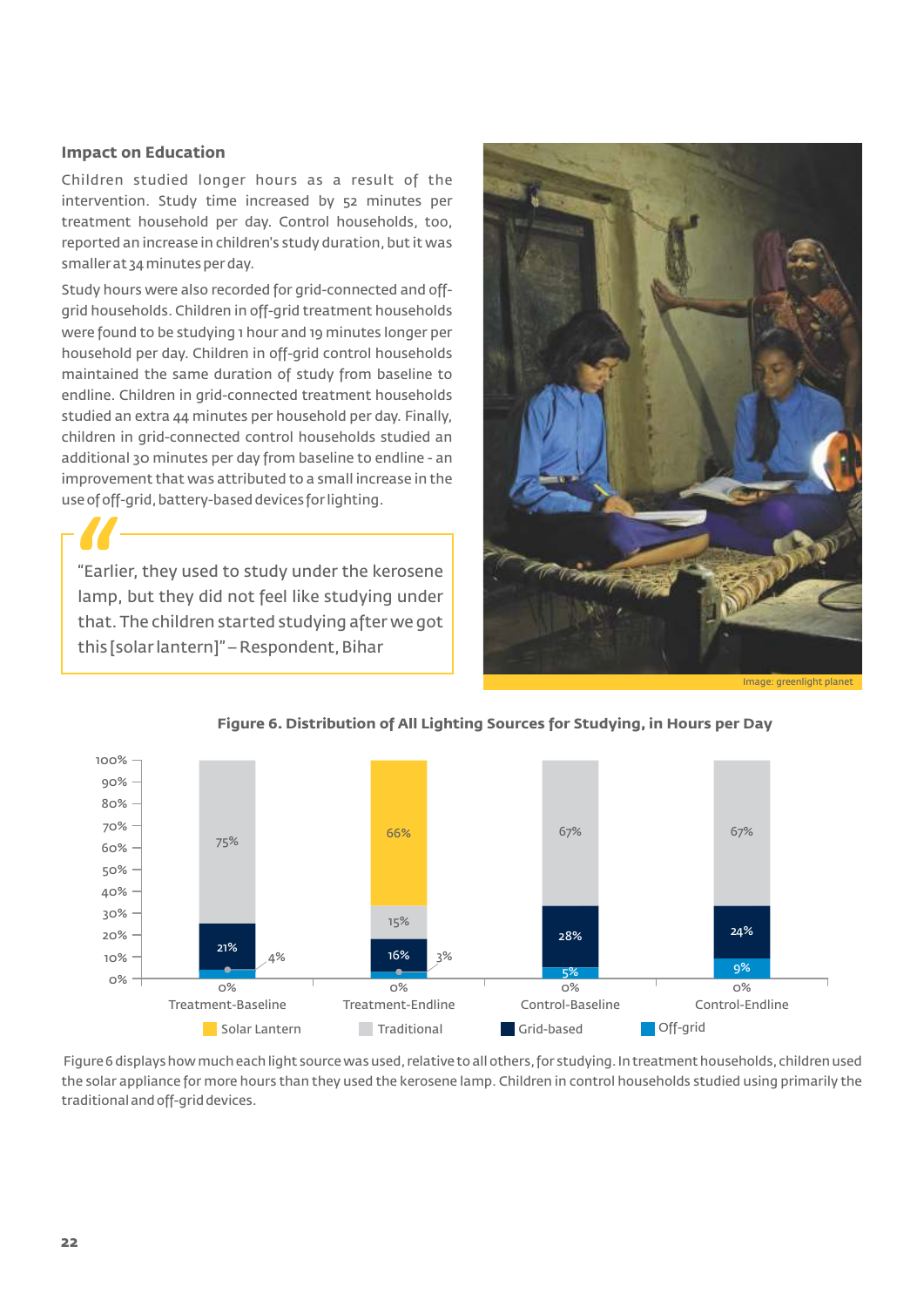## Impact on Education

Children studied longer hours as a result of the intervention. Study time increased by 52 minutes per treatment household per day. Control households, too, reported an increase in children's study duration, but it was smaller at 34 minutes per day.

Study hours were also recorded for grid-connected and off-grid households. Children in off-grid treatment households were found to be studying 1 hour and 19 minutes longer per household per day. Children in off-grid control households maintained the same duration of study from baseline to endline. Children in grid-connected treatment households studied an extra 44 minutes per household per day. Finally, children in grid-connected control households studied an additional 30 minutes per day from baseline to endline - an improvement that was attributed to a small increase in the use of off-grid, battery-based devices for lighting.

> "Earlier, they used to study under the kerosene lamp, but they did not feel like studying under that. The children started studying after we got this [solar lantern]" – Respondent, Bihar

Image: greenlight planet

**Figure 6. Distribution of All Lighting Sources for Studying, in Hours per Day**

| | Solar Lantern | Traditional | Grid-based | Off-grid |
|---|---|---|---|---|
| Treatment-Baseline | 0% | 75% | 21% | 4% |
| Treatment-Endline | 66% | 15% | 16% | 3% |
| Control-Baseline | 0% | 67% | 28% | 5% |
| Control-Endline | 0% | 67% | 24% | 9% |

Figure 6 displays how much each light source was used, relative to all others, for studying. In treatment households, children used the solar appliance for more hours than they used the kerosene lamp. Children in control households studied using primarily the traditional and off-grid devices.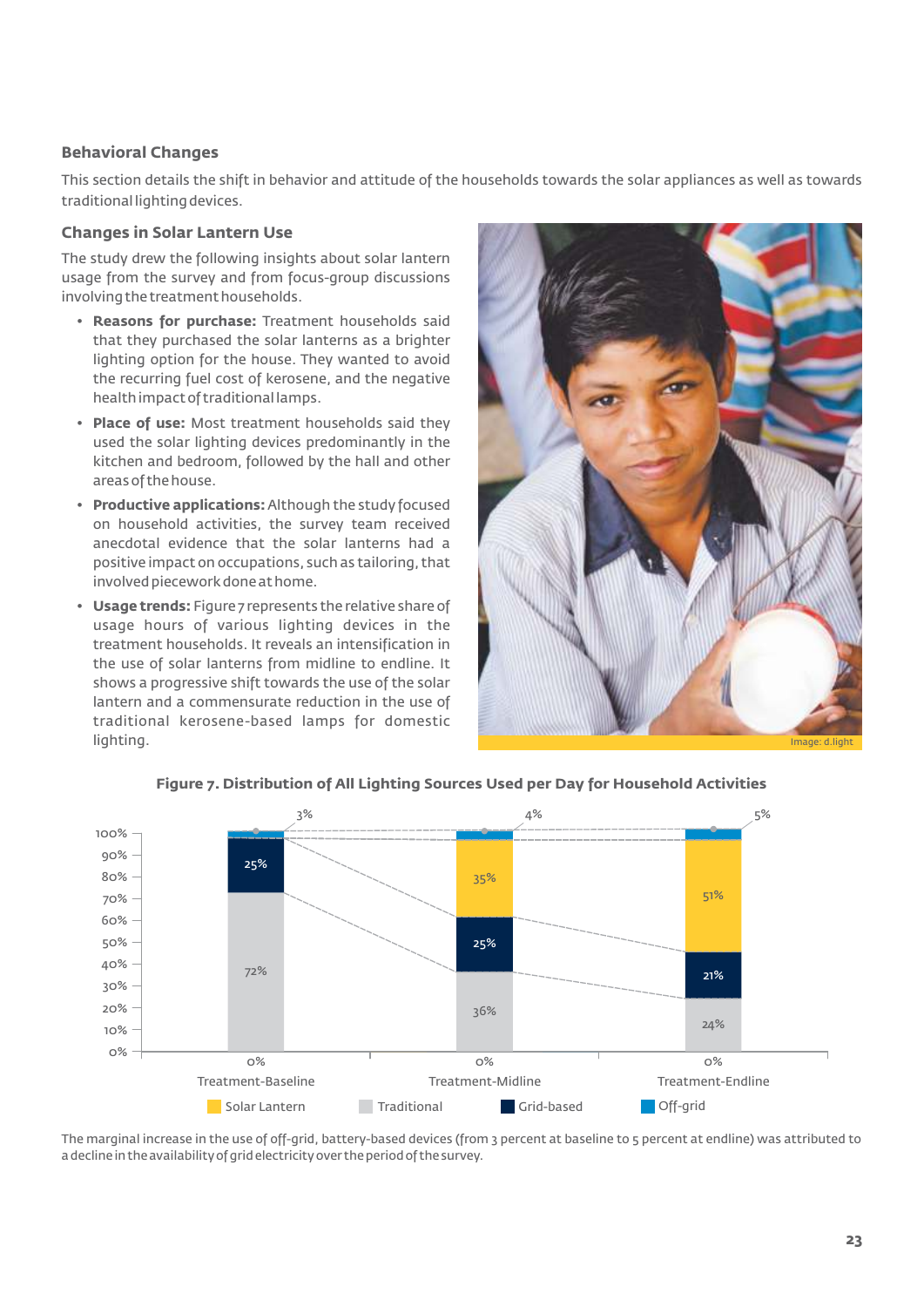## Behavioral Changes

This section details the shift in behavior and attitude of the households towards the solar appliances as well as towards traditional lighting devices.

### Changes in Solar Lantern Use

The study drew the following insights about solar lantern usage from the survey and from focus-group discussions involving the treatment households.

- **Reasons for purchase:** Treatment households said that they purchased the solar lanterns as a brighter lighting option for the house. They wanted to avoid the recurring fuel cost of kerosene, and the negative health impact of traditional lamps.
- **Place of use:** Most treatment households said they used the solar lighting devices predominantly in the kitchen and bedroom, followed by the hall and other areas of the house.
- **Productive applications:** Although the study focused on household activities, the survey team received anecdotal evidence that the solar lanterns had a positive impact on occupations, such as tailoring, that involved piecework done at home.
- **Usage trends:** Figure 7 represents the relative share of usage hours of various lighting devices in the treatment households. It reveals an intensification in the use of solar lanterns from midline to endline. It shows a progressive shift towards the use of the solar lantern and a commensurate reduction in the use of traditional kerosene-based lamps for domestic lighting.

Image: d.light

**Figure 7. Distribution of All Lighting Sources Used per Day for Household Activities**

| | Solar Lantern | Traditional | Grid-based | Off-grid |
|---|---|---|---|---|
| Treatment-Baseline | 0% | 72% | 25% | 3% |
| Treatment-Midline | 35% | 36% | 25% | 4% |
| Treatment-Endline | 51% | 24% | 21% | 5% |

The marginal increase in the use of off-grid, battery-based devices (from 3 percent at baseline to 5 percent at endline) was attributed to a decline in the availability of grid electricity over the period of the survey.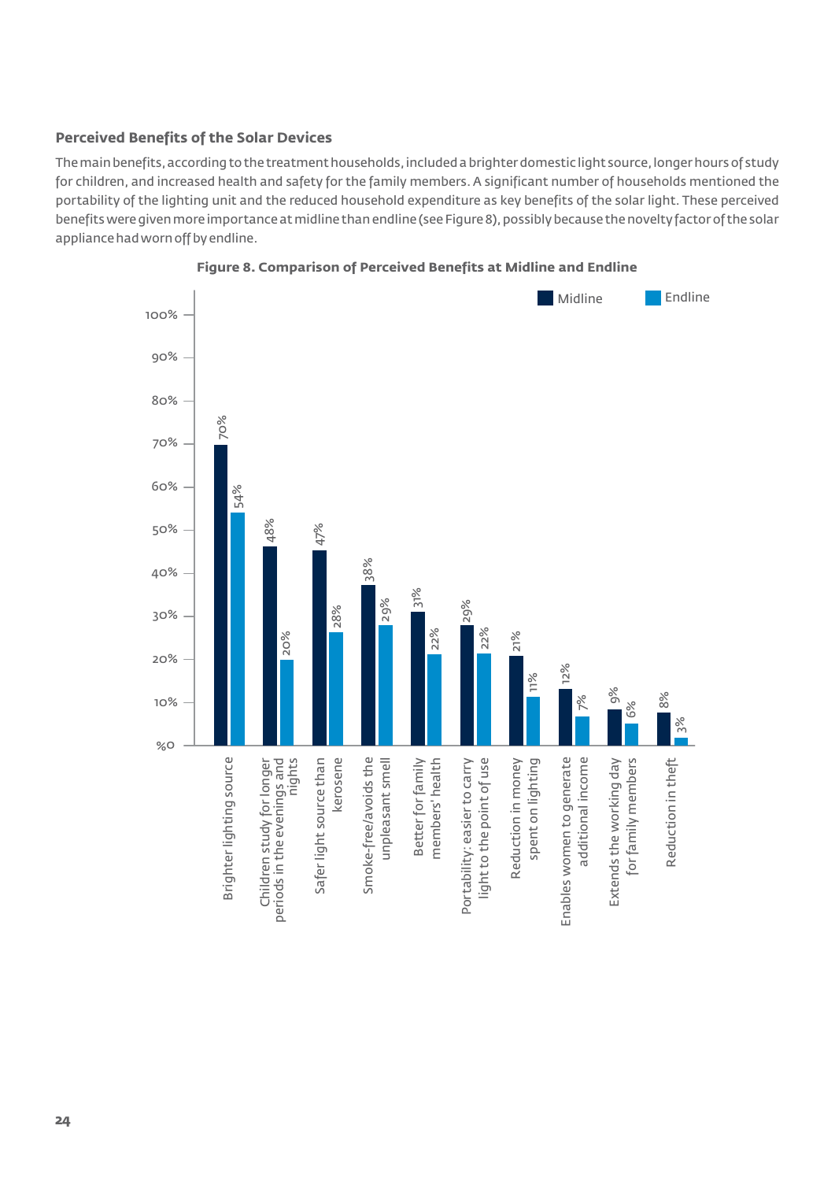### Perceived Benefits of the Solar Devices

The main benefits, according to the treatment households, included a brighter domestic light source, longer hours of study for children, and increased health and safety for the family members. A significant number of households mentioned the portability of the lighting unit and the reduced household expenditure as key benefits of the solar light. These perceived benefits were given more importance at midline than endline (see Figure 8), possibly because the novelty factor of the solar appliance had worn off by endline.

**Figure 8. Comparison of Perceived Benefits at Midline and Endline**

| Benefit | Midline | Endline |
| --- | --- | --- |
| Brighter lighting source | 70% | 54% |
| Children study for longer periods in the evenings and nights | 48% | 20% |
| Safer light source than kerosene | 47% | 28% |
| Smoke-free/avoids the unpleasant smell | 38% | 29% |
| Better for family members' health | 31% | 22% |
| Portability: easier to carry light to the point of use | 29% | 22% |
| Reduction in money spent on lighting | 21% | 11% |
| Enables women to generate additional income | 12% | 7% |
| Extends the working day for family members | 9% | 6% |
| Reduction in theft | 8% | 3% |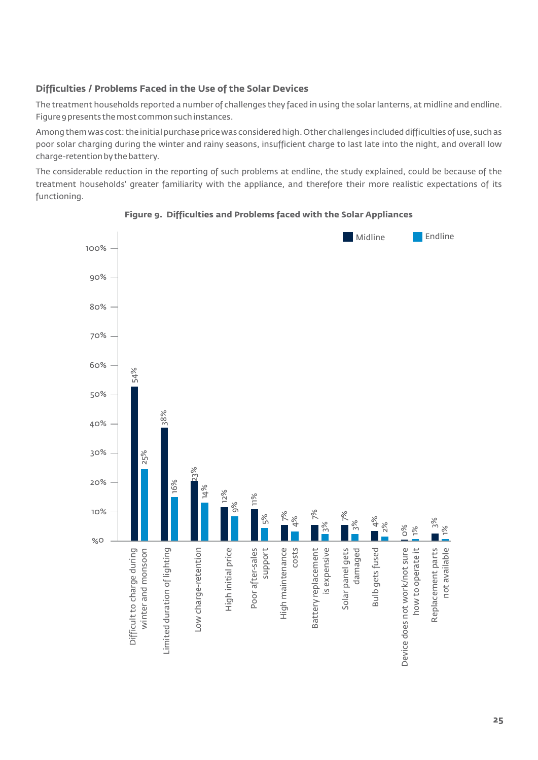### Difficulties / Problems Faced in the Use of the Solar Devices

The treatment households reported a number of challenges they faced in using the solar lanterns, at midline and endline. Figure 9 presents the most common such instances.

Among them was cost: the initial purchase price was considered high. Other challenges included difficulties of use, such as poor solar charging during the winter and rainy seasons, insufficient charge to last late into the night, and overall low charge-retention by the battery.

The considerable reduction in the reporting of such problems at endline, the study explained, could be because of the treatment households' greater familiarity with the appliance, and therefore their more realistic expectations of its functioning.

**Figure 9. Difficulties and Problems faced with the Solar Appliances**

| Difficulty / Problem | Midline | Endline |
|---|---|---|
| Difficult to charge during winter and monsoon | 54% | 25% |
| Limited duration of lighting | 38% | 16% |
| Low charge-retention | 23% | 14% |
| High initial price | 12% | 9% |
| Poor after-sales support | 11% | 5% |
| High maintenance costs | 7% | 4% |
| Battery replacement is expensive | 7% | 3% |
| Solar panel gets damaged | 7% | 3% |
| Bulb gets fused | 4% | 2% |
| Device does not work/not sure how to operate it | 0% | 1% |
| Replacement parts not available | 3% | 1% |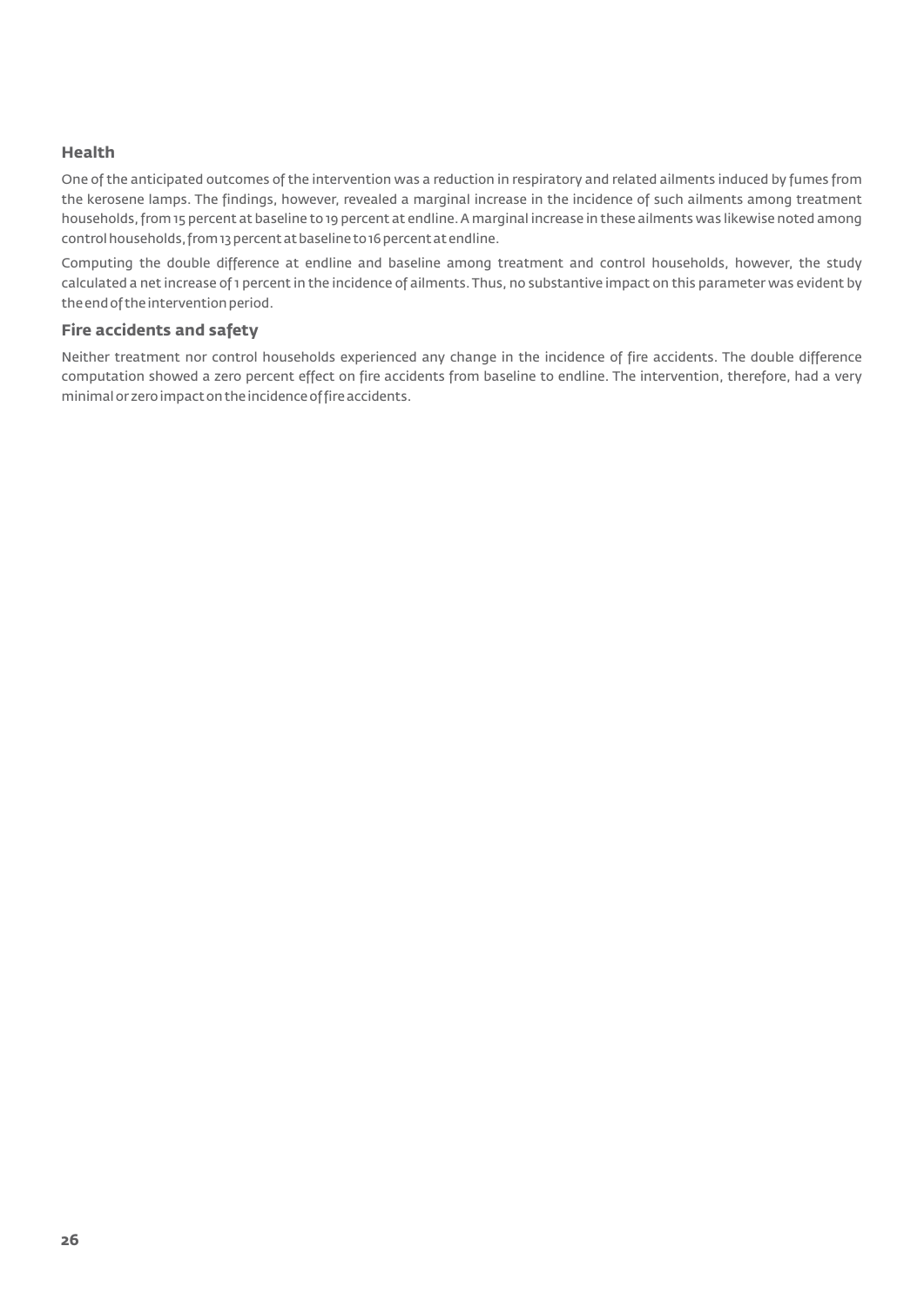### Health

One of the anticipated outcomes of the intervention was a reduction in respiratory and related ailments induced by fumes from the kerosene lamps. The findings, however, revealed a marginal increase in the incidence of such ailments among treatment households, from 15 percent at baseline to 19 percent at endline. A marginal increase in these ailments was likewise noted among control households, from 13 percent at baseline to 16 percent at endline.

Computing the double difference at endline and baseline among treatment and control households, however, the study calculated a net increase of 1 percent in the incidence of ailments. Thus, no substantive impact on this parameter was evident by the end of the intervention period.

### Fire accidents and safety

Neither treatment nor control households experienced any change in the incidence of fire accidents. The double difference computation showed a zero percent effect on fire accidents from baseline to endline. The intervention, therefore, had a very minimal or zero impact on the incidence of fire accidents.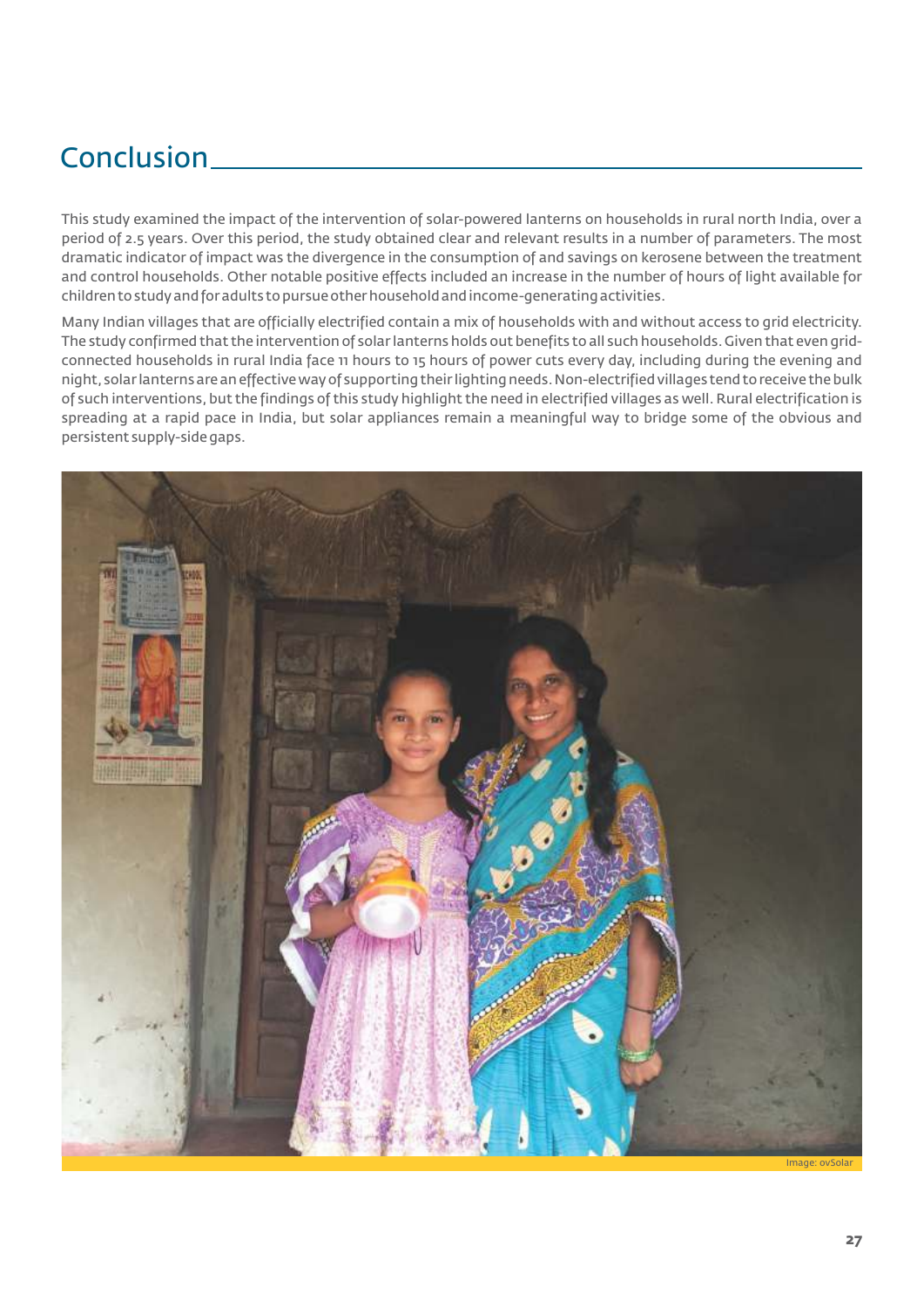# Conclusion

This study examined the impact of the intervention of solar-powered lanterns on households in rural north India, over a period of 2.5 years. Over this period, the study obtained clear and relevant results in a number of parameters. The most dramatic indicator of impact was the divergence in the consumption of and savings on kerosene between the treatment and control households. Other notable positive effects included an increase in the number of hours of light available for children to study and for adults to pursue other household and income-generating activities.

Many Indian villages that are officially electrified contain a mix of households with and without access to grid electricity. The study confirmed that the intervention of solar lanterns holds out benefits to all such households. Given that even grid-connected households in rural India face 11 hours to 15 hours of power cuts every day, including during the evening and night, solar lanterns are an effective way of supporting their lighting needs. Non-electrified villages tend to receive the bulk of such interventions, but the findings of this study highlight the need in electrified villages as well. Rural electrification is spreading at a rapid pace in India, but solar appliances remain a meaningful way to bridge some of the obvious and persistent supply-side gaps.

Image: ovSolar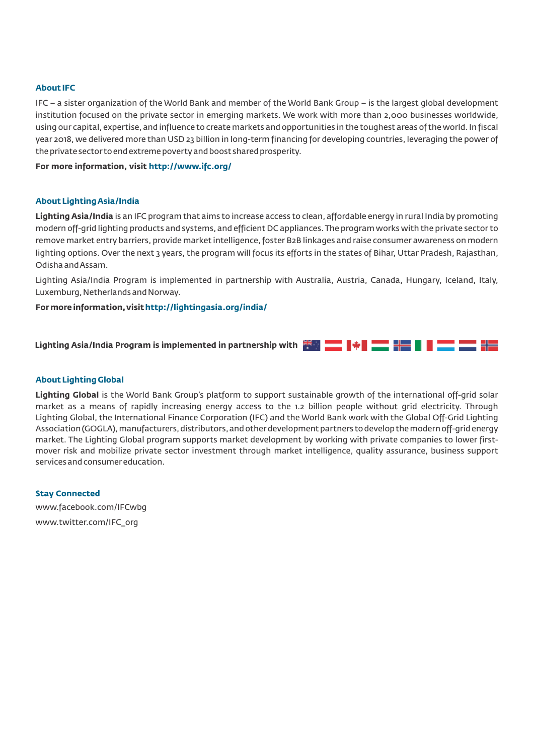## About IFC

IFC – a sister organization of the World Bank and member of the World Bank Group – is the largest global development institution focused on the private sector in emerging markets. We work with more than 2,000 businesses worldwide, using our capital, expertise, and influence to create markets and opportunities in the toughest areas of the world. In fiscal year 2018, we delivered more than USD 23 billion in long-term financing for developing countries, leveraging the power of the private sector to end extreme poverty and boost shared prosperity.

**For more information, visit http://www.ifc.org/**

## About Lighting Asia/India

**Lighting Asia/India** is an IFC program that aims to increase access to clean, affordable energy in rural India by promoting modern off-grid lighting products and systems, and efficient DC appliances. The program works with the private sector to remove market entry barriers, provide market intelligence, foster B2B linkages and raise consumer awareness on modern lighting options. Over the next 3 years, the program will focus its efforts in the states of Bihar, Uttar Pradesh, Rajasthan, Odisha and Assam.

Lighting Asia/India Program is implemented in partnership with Australia, Austria, Canada, Hungary, Iceland, Italy, Luxemburg, Netherlands and Norway.

**For more information, visit http://lightingasia.org/india/**

**Lighting Asia/India Program is implemented in partnership with**

## About Lighting Global

**Lighting Global** is the World Bank Group's platform to support sustainable growth of the international off-grid solar market as a means of rapidly increasing energy access to the 1.2 billion people without grid electricity. Through Lighting Global, the International Finance Corporation (IFC) and the World Bank work with the Global Off-Grid Lighting Association (GOGLA), manufacturers, distributors, and other development partners to develop the modern off-grid energy market. The Lighting Global program supports market development by working with private companies to lower first-mover risk and mobilize private sector investment through market intelligence, quality assurance, business support services and consumer education.

## Stay Connected

www.facebook.com/IFCwbg

www.twitter.com/IFC_org